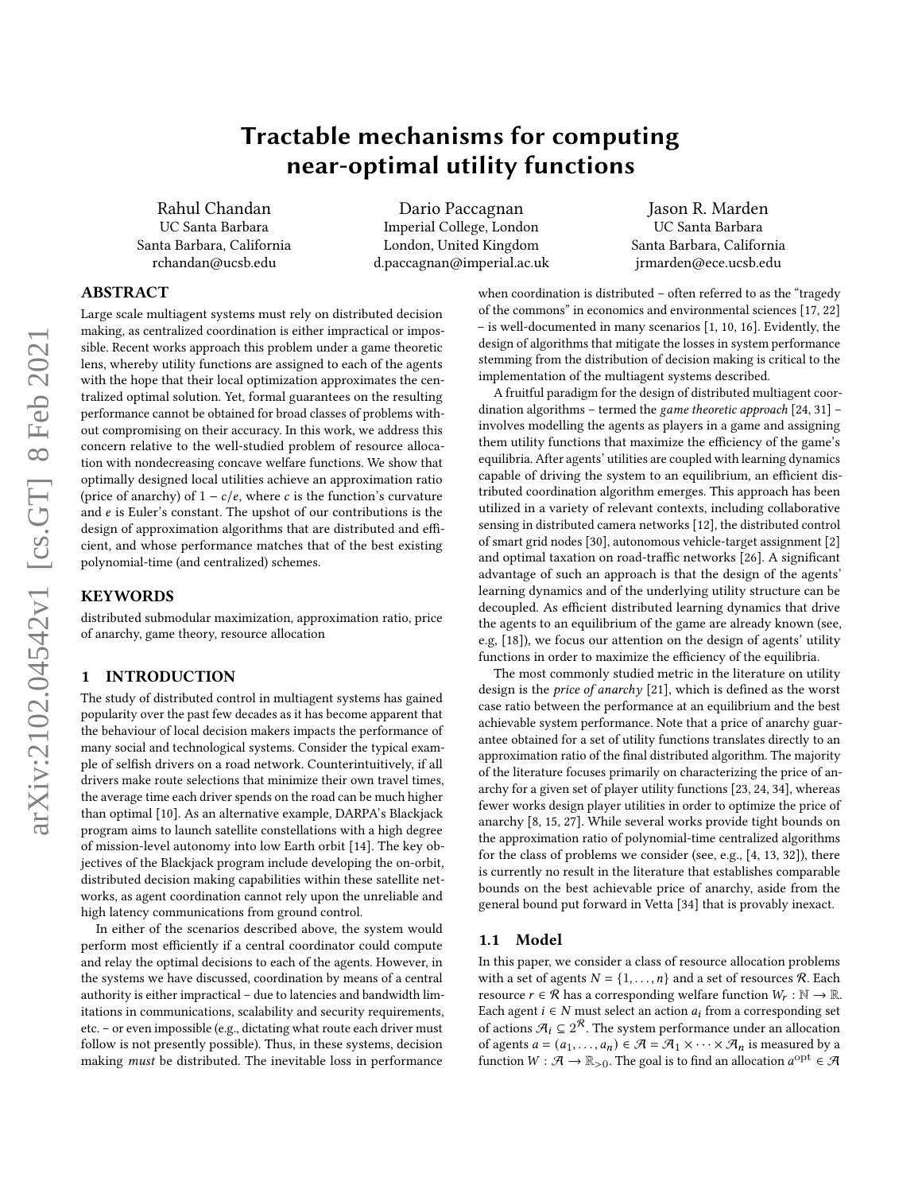# Tractable mechanisms for computing near-optimal utility functions

Rahul Chandan
UC Santa Barbara
Santa Barbara, California
rchandan@ucsb.edu

Dario Paccagnan
Imperial College, London
London, United Kingdom
d.paccagnan@imperial.ac.uk

Jason R. Marden
UC Santa Barbara
Santa Barbara, California
jrmarden@ece.ucsb.edu

## ABSTRACT

Large scale multiagent systems must rely on distributed decision making, as centralized coordination is either impractical or impossible. Recent works approach this problem under a game theoretic lens, whereby utility functions are assigned to each of the agents with the hope that their local optimization approximates the centralized optimal solution. Yet, formal guarantees on the resulting performance cannot be obtained for broad classes of problems without compromising on their accuracy. In this work, we address this concern relative to the well-studied problem of resource allocation with nondecreasing concave welfare functions. We show that optimally designed local utilities achieve an approximation ratio (price of anarchy) of $1 - c/e$, where $c$ is the function's curvature and $e$ is Euler's constant. The upshot of our contributions is the design of approximation algorithms that are distributed and efficient, and whose performance matches that of the best existing polynomial-time (and centralized) schemes.

## KEYWORDS

distributed submodular maximization, approximation ratio, price of anarchy, game theory, resource allocation

## 1 INTRODUCTION

The study of distributed control in multiagent systems has gained popularity over the past few decades as it has become apparent that the behaviour of local decision makers impacts the performance of many social and technological systems. Consider the typical example of selfish drivers on a road network. Counterintuitively, if all drivers make route selections that minimize their own travel times, the average time each driver spends on the road can be much higher than optimal [10]. As an alternative example, DARPA's Blackjack program aims to launch satellite constellations with a high degree of mission-level autonomy into low Earth orbit [14]. The key objectives of the Blackjack program include developing the on-orbit, distributed decision making capabilities within these satellite networks, as agent coordination cannot rely upon the unreliable and high latency communications from ground control.

In either of the scenarios described above, the system would perform most efficiently if a central coordinator could compute and relay the optimal decisions to each of the agents. However, in the systems we have discussed, coordination by means of a central authority is either impractical – due to latencies and bandwidth limitations in communications, scalability and security requirements, etc. – or even impossible (e.g., dictating what route each driver must follow is not presently possible). Thus, in these systems, decision making *must* be distributed. The inevitable loss in performance when coordination is distributed – often referred to as the "tragedy of the commons" in economics and environmental sciences [17, 22] – is well-documented in many scenarios [1, 10, 16]. Evidently, the design of algorithms that mitigate the losses in system performance stemming from the distribution of decision making is critical to the implementation of the multiagent systems described.

A fruitful paradigm for the design of distributed multiagent coordination algorithms – termed the *game theoretic approach* [24, 31] – involves modelling the agents as players in a game and assigning them utility functions that maximize the efficiency of the game's equilibria. After agents' utilities are coupled with learning dynamics capable of driving the system to an equilibrium, an efficient distributed coordination algorithm emerges. This approach has been utilized in a variety of relevant contexts, including collaborative sensing in distributed camera networks [12], the distributed control of smart grid nodes [30], autonomous vehicle-target assignment [2] and optimal taxation on road-traffic networks [26]. A significant advantage of such an approach is that the design of the agents' learning dynamics and of the underlying utility structure can be decoupled. As efficient distributed learning dynamics that drive the agents to an equilibrium of the game are already known (see, e.g, [18]), we focus our attention on the design of agents' utility functions in order to maximize the efficiency of the equilibria.

The most commonly studied metric in the literature on utility design is the *price of anarchy* [21], which is defined as the worst case ratio between the performance at an equilibrium and the best achievable system performance. Note that a price of anarchy guarantee obtained for a set of utility functions translates directly to an approximation ratio of the final distributed algorithm. The majority of the literature focuses primarily on characterizing the price of anarchy for a given set of player utility functions [23, 24, 34], whereas fewer works design player utilities in order to optimize the price of anarchy [8, 15, 27]. While several works provide tight bounds on the approximation ratio of polynomial-time centralized algorithms for the class of problems we consider (see, e.g., [4, 13, 32]), there is currently no result in the literature that establishes comparable bounds on the best achievable price of anarchy, aside from the general bound put forward in Vetta [34] that is provably inexact.

### 1.1 Model

In this paper, we consider a class of resource allocation problems with a set of agents $N = \{1, \ldots, n\}$ and a set of resources $\mathcal{R}$. Each resource $r \in \mathcal{R}$ has a corresponding welfare function $W_r : \mathbb{N} \to \mathbb{R}$. Each agent $i \in N$ must select an action $a_i$ from a corresponding set of actions $\mathcal{A}_i \subseteq 2^{\mathcal{R}}$. The system performance under an allocation of agents $a = (a_1, \ldots, a_n) \in \mathcal{A} = \mathcal{A}_1 \times \cdots \times \mathcal{A}_n$ is measured by a function $W : \mathcal{A} \to \mathbb{R}_{>0}$. The goal is to find an allocation $a^{\rm opt} \in \mathcal{A}$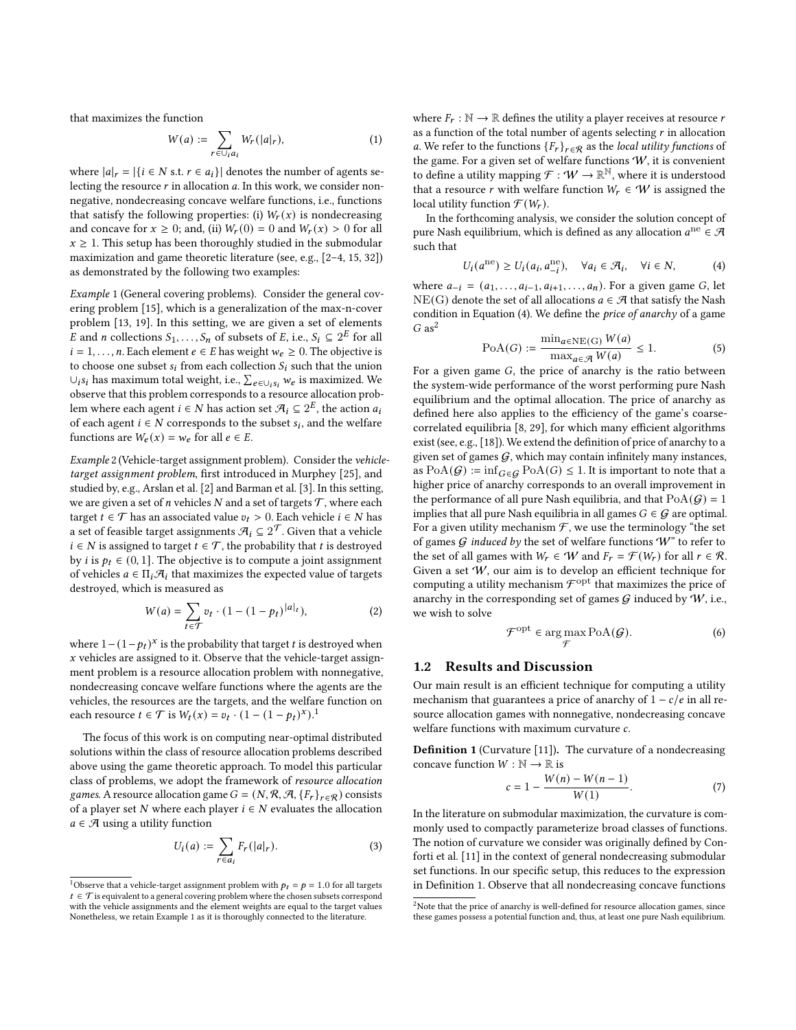that maximizes the function

$$W(a) := \sum_{r \in \cup_i a_i} W_r(|a|_r), \tag{1}$$

where $|a|_r = |\{i \in N \text{ s.t. } r \in a_i\}|$ denotes the number of agents selecting the resource $r$ in allocation $a$. In this work, we consider nonnegative, nondecreasing concave welfare functions, i.e., functions that satisfy the following properties: (i) $W_r(x)$ is nondecreasing and concave for $x \geq 0$; and, (ii) $W_r(0) = 0$ and $W_r(x) > 0$ for all $x \geq 1$. This setup has been thoroughly studied in the submodular maximization and game theoretic literature (see, e.g., [2–4, 15, 32]) as demonstrated by the following two examples:

*Example* 1 (General covering problems). Consider the general covering problem [15], which is a generalization of the max-n-cover problem [13, 19]. In this setting, we are given a set of elements $E$ and $n$ collections $S_1, \ldots, S_n$ of subsets of $E$, i.e., $S_i \subseteq 2^E$ for all $i = 1, \ldots, n$. Each element $e \in E$ has weight $w_e \geq 0$. The objective is to choose one subset $s_i$ from each collection $S_i$ such that the union $\cup_i s_i$ has maximum total weight, i.e., $\sum_{e \in \cup_i s_i} w_e$ is maximized. We observe that this problem corresponds to a resource allocation problem where each agent $i \in N$ has action set $\mathcal{A}_i \subseteq 2^E$, the action $a_i$ of each agent $i \in N$ corresponds to the subset $s_i$, and the welfare functions are $W_e(x) = w_e$ for all $e \in E$.

*Example* 2 (Vehicle-target assignment problem). Consider the *vehicle-target assignment problem*, first introduced in Murphey [25], and studied by, e.g., Arslan et al. [2] and Barman et al. [3]. In this setting, we are given a set of $n$ vehicles $N$ and a set of targets $\mathcal{T}$, where each target $t \in \mathcal{T}$ has an associated value $v_t > 0$. Each vehicle $i \in N$ has a set of feasible target assignments $\mathcal{A}_i \subseteq 2^{\mathcal{T}}$. Given that a vehicle $i \in N$ is assigned to target $t \in \mathcal{T}$, the probability that $t$ is destroyed by $i$ is $p_t \in (0, 1]$. The objective is to compute a joint assignment of vehicles $a \in \Pi_i \mathcal{A}_i$ that maximizes the expected value of targets destroyed, which is measured as

$$W(a) = \sum_{t \in \mathcal{T}} v_t \cdot (1 - (1 - p_t)^{|a|_t}), \tag{2}$$

where $1 - (1 - p_t)^x$ is the probability that target $t$ is destroyed when $x$ vehicles are assigned to it. Observe that the vehicle-target assignment problem is a resource allocation problem with nonnegative, nondecreasing concave welfare functions where the agents are the vehicles, the resources are the targets, and the welfare function on each resource $t \in \mathcal{T}$ is $W_t(x) = v_t \cdot (1 - (1 - p_t)^x)$.[1]

The focus of this work is on computing near-optimal distributed solutions within the class of resource allocation problems described above using the game theoretic approach. To model this particular class of problems, we adopt the framework of *resource allocation games*. A resource allocation game $G = (N, \mathcal{R}, \mathcal{A}, \{F_r\}_{r \in \mathcal{R}})$ consists of a player set $N$ where each player $i \in N$ evaluates the allocation $a \in \mathcal{A}$ using a utility function

$$U_i(a) := \sum_{r \in a_i} F_r(|a|_r). \tag{3}$$

where $F_r : \mathbb{N} \to \mathbb{R}$ defines the utility a player receives at resource $r$ as a function of the total number of agents selecting $r$ in allocation $a$. We refer to the functions $\{F_r\}_{r \in \mathcal{R}}$ as the *local utility functions* of the game. For a given set of welfare functions $\mathcal{W}$, it is convenient to define a utility mapping $\mathcal{F} : \mathcal{W} \to \mathbb{R}^{\mathbb{N}}$, where it is understood that a resource $r$ with welfare function $W_r \in \mathcal{W}$ is assigned the local utility function $\mathcal{F}(W_r)$.

In the forthcoming analysis, we consider the solution concept of pure Nash equilibrium, which is defined as any allocation $a^{\text{ne}} \in \mathcal{A}$ such that

$$U_i(a^{\text{ne}}) \geq U_i(a_i, a^{\text{ne}}_{-i}), \quad \forall a_i \in \mathcal{A}_i, \quad \forall i \in N, \tag{4}$$

where $a_{-i} = (a_1, \ldots, a_{i-1}, a_{i+1}, \ldots, a_n)$. For a given game $G$, let $\mathrm{NE(G)}$ denote the set of all allocations $a \in \mathcal{A}$ that satisfy the Nash condition in Equation (4). We define the *price of anarchy* of a game $G$ as[2]

$$\mathrm{PoA}(G) := \frac{\min_{a \in \mathrm{NE(G)}} W(a)}{\max_{a \in \mathcal{A}} W(a)} \leq 1. \tag{5}$$

For a given game $G$, the price of anarchy is the ratio between the system-wide performance of the worst performing pure Nash equilibrium and the optimal allocation. The price of anarchy as defined here also applies to the efficiency of the game's coarse-correlated equilibria [8, 29], for which many efficient algorithms exist (see, e.g., [18]). We extend the definition of price of anarchy to a given set of games $\mathcal{G}$, which may contain infinitely many instances, as $\mathrm{PoA}(\mathcal{G}) := \inf_{G \in \mathcal{G}} \mathrm{PoA}(G) \leq 1$. It is important to note that a higher price of anarchy corresponds to an overall improvement in the performance of all pure Nash equilibria, and that $\mathrm{PoA}(\mathcal{G}) = 1$ implies that all pure Nash equilibria in all games $G \in \mathcal{G}$ are optimal. For a given utility mechanism $\mathcal{F}$, we use the terminology "the set of games $\mathcal{G}$ *induced by* the set of welfare functions $\mathcal{W}$" to refer to the set of all games with $W_r \in \mathcal{W}$ and $F_r = \mathcal{F}(W_r)$ for all $r \in \mathcal{R}$. Given a set $\mathcal{W}$, our aim is to develop an efficient technique for computing a utility mechanism $\mathcal{F}^{\text{opt}}$ that maximizes the price of anarchy in the corresponding set of games $\mathcal{G}$ induced by $\mathcal{W}$, i.e., we wish to solve

$$\mathcal{F}^{\text{opt}} \in \arg\max_{\mathcal{F}} \mathrm{PoA}(\mathcal{G}). \tag{6}$$

## 1.2 Results and Discussion

Our main result is an efficient technique for computing a utility mechanism that guarantees a price of anarchy of $1 - c/e$ in all resource allocation games with nonnegative, nondecreasing concave welfare functions with maximum curvature $c$.

**Definition 1** (Curvature [11]). The curvature of a nondecreasing concave function $W : \mathbb{N} \to \mathbb{R}$ is

$$c = 1 - \frac{W(n) - W(n-1)}{W(1)}. \tag{7}$$

In the literature on submodular maximization, the curvature is commonly used to compactly parameterize broad classes of functions. The notion of curvature we consider was originally defined by Conforti et al. [11] in the context of general nondecreasing submodular set functions. In our specific setup, this reduces to the expression in Definition 1. Observe that all nondecreasing concave functions

[1] Observe that a vehicle-target assignment problem with $p_t = p = 1.0$ for all targets $t \in \mathcal{T}$ is equivalent to a general covering problem where the chosen subsets correspond with the vehicle assignments and the element weights are equal to the target values Nonetheless, we retain Example 1 as it is thoroughly connected to the literature.

[2] Note that the price of anarchy is well-defined for resource allocation games, since these games possess a potential function and, thus, at least one pure Nash equilibrium.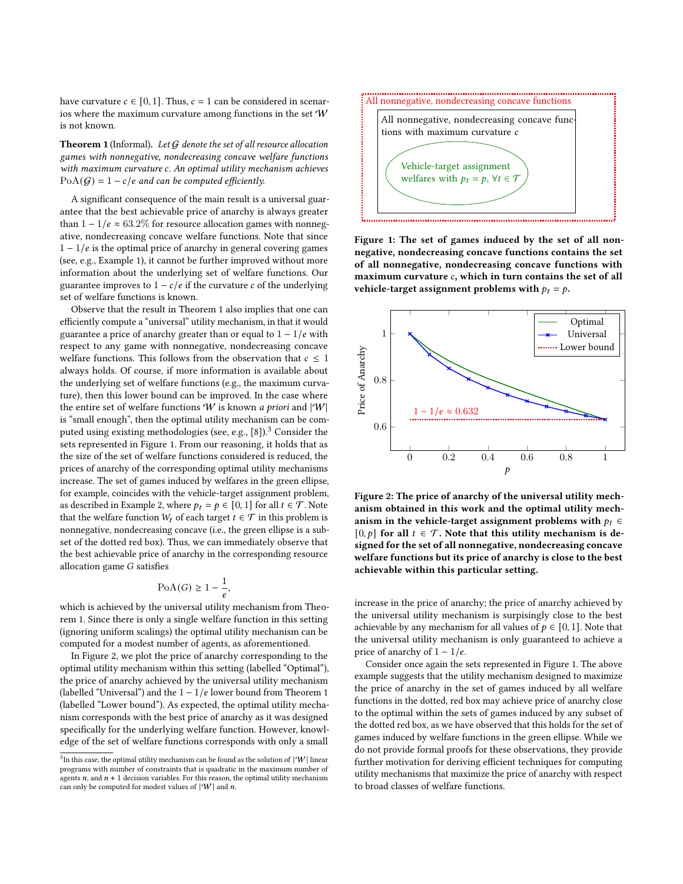have curvature $c \in [0, 1]$. Thus, $c = 1$ can be considered in scenarios where the maximum curvature among functions in the set $\mathcal{W}$ is not known.

**Theorem 1** (Informal). *Let $\mathcal{G}$ denote the set of all resource allocation games with nonnegative, nondecreasing concave welfare functions with maximum curvature $c$. An optimal utility mechanism achieves $\mathrm{PoA}(\mathcal{G}) = 1 - c/e$ and can be computed efficiently.*

A significant consequence of the main result is a universal guarantee that the best achievable price of anarchy is always greater than $1 - 1/e \approx 63.2\%$ for resource allocation games with nonnegative, nondecreasing concave welfare functions. Note that since $1 - 1/e$ is the optimal price of anarchy in general covering games (see, e.g., Example 1), it cannot be further improved without more information about the underlying set of welfare functions. Our guarantee improves to $1 - c/e$ if the curvature $c$ of the underlying set of welfare functions is known.

Observe that the result in Theorem 1 also implies that one can efficiently compute a "universal" utility mechanism, in that it would guarantee a price of anarchy greater than or equal to $1 - 1/e$ with respect to any game with nonnegative, nondecreasing concave welfare functions. This follows from the observation that $c \leq 1$ always holds. Of course, if more information is available about the underlying set of welfare functions (e.g., the maximum curvature), then this lower bound can be improved. In the case where the entire set of welfare functions $\mathcal{W}$ is known *a priori* and $|\mathcal{W}|$ is "small enough", then the optimal utility mechanism can be computed using existing methodologies (see, e.g., [8]).[3] Consider the sets represented in Figure 1. From our reasoning, it holds that as the size of the set of welfare functions considered is reduced, the prices of anarchy of the corresponding optimal utility mechanisms increase. The set of games induced by welfares in the green ellipse, for example, coincides with the vehicle-target assignment problem, as described in Example 2, where $p_t = p \in [0, 1]$ for all $t \in \mathcal{T}$. Note that the welfare function $W_t$ of each target $t \in \mathcal{T}$ in this problem is nonnegative, nondecreasing concave (i.e., the green ellipse is a subset of the dotted red box). Thus, we can immediately observe that the best achievable price of anarchy in the corresponding resource allocation game $G$ satisfies

$$\mathrm{PoA}(G) \geq 1 - \frac{1}{e},$$

which is achieved by the universal utility mechanism from Theorem 1. Since there is only a single welfare function in this setting (ignoring uniform scalings) the optimal utility mechanism can be computed for a modest number of agents, as aforementioned.

In Figure 2, we plot the price of anarchy corresponding to the optimal utility mechanism within this setting (labelled "Optimal"), the price of anarchy achieved by the universal utility mechanism (labelled "Universal") and the $1 - 1/e$ lower bound from Theorem 1 (labelled "Lower bound"). As expected, the optimal utility mechanism corresponds with the best price of anarchy as it was designed specifically for the underlying welfare function. However, knowledge of the set of welfare functions corresponds with only a small increase in the price of anarchy; the price of anarchy achieved by the universal utility mechanism is surpisingly close to the best achievable by any mechanism for all values of $p \in [0, 1]$. Note that the universal utility mechanism is only guaranteed to achieve a price of anarchy of $1 - 1/e$.

Consider once again the sets represented in Figure 1. The above example suggests that the utility mechanism designed to maximize the price of anarchy in the set of games induced by all welfare functions in the dotted, red box may achieve price of anarchy close to the optimal within the sets of games induced by any subset of the dotted red box, as we have observed that this holds for the set of games induced by welfare functions in the green ellipse. While we do not provide formal proofs for these observations, they provide further motivation for deriving efficient techniques for computing utility mechanisms that maximize the price of anarchy with respect to broad classes of welfare functions.

All nonnegative, nondecreasing concave functions

All nonnegative, nondecreasing concave functions with maximum curvature $c$

Vehicle-target assignment welfares with $p_t = p$, $\forall t \in \mathcal{T}$

**Figure 1: The set of games induced by the set of all nonnegative, nondecreasing concave functions contains the set of all nonnegative, nondecreasing concave functions with maximum curvature $c$, which in turn contains the set of all vehicle-target assignment problems with $p_t = p$.**

**Figure 2: The price of anarchy of the universal utility mechanism obtained in this work and the optimal utility mechanism in the vehicle-target assignment problems with $p_t \in [0, p]$ for all $t \in \mathcal{T}$. Note that this utility mechanism is designed for the set of all nonnegative, nondecreasing concave welfare functions but its price of anarchy is close to the best achievable within this particular setting.**

[3] In this case, the optimal utility mechanism can be found as the solution of $|\mathcal{W}|$ linear programs with number of constraints that is quadratic in the maximum number of agents $n$, and $n + 1$ decision variables. For this reason, the optimal utility mechanism can only be computed for modest values of $|\mathcal{W}|$ and $n$.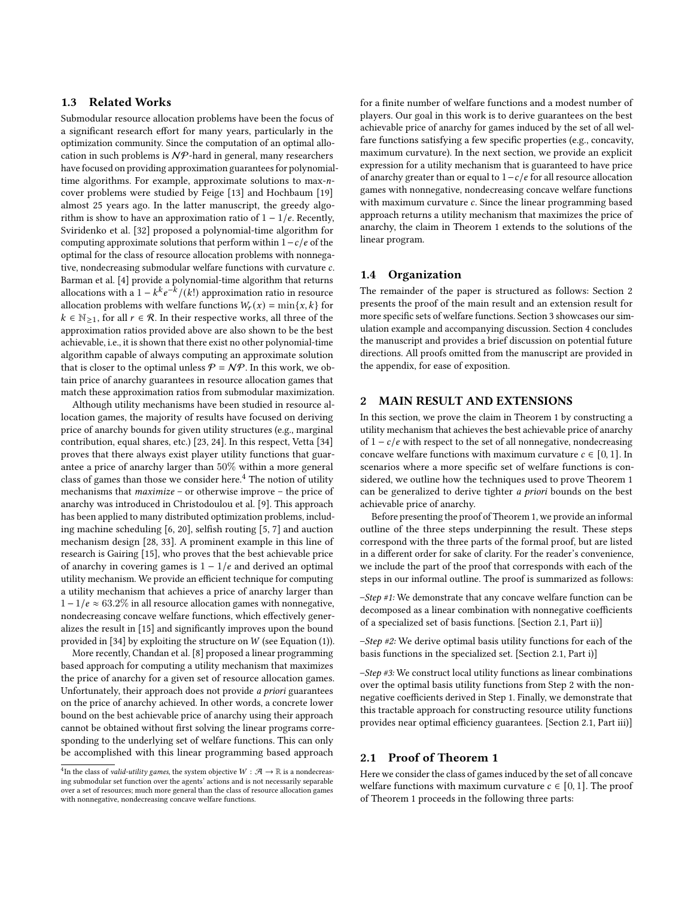### 1.3 Related Works

Submodular resource allocation problems have been the focus of a significant research effort for many years, particularly in the optimization community. Since the computation of an optimal allocation in such problems is $\mathcal{NP}$-hard in general, many researchers have focused on providing approximation guarantees for polynomial-time algorithms. For example, approximate solutions to max-$n$-cover problems were studied by Feige [13] and Hochbaum [19] almost 25 years ago. In the latter manuscript, the greedy algorithm is show to have an approximation ratio of $1 - 1/e$. Recently, Sviridenko et al. [32] proposed a polynomial-time algorithm for computing approximate solutions that perform within $1 - c/e$ of the optimal for the class of resource allocation problems with nonnegative, nondecreasing submodular welfare functions with curvature $c$. Barman et al. [4] provide a polynomial-time algorithm that returns allocations with a $1 - k^k e^{-k}/(k!)$ approximation ratio in resource allocation problems with welfare functions $W_r(x) = \min\{x, k\}$ for $k \in \mathbb{N}_{\geq 1}$, for all $r \in \mathcal{R}$. In their respective works, all three of the approximation ratios provided above are also shown to be the best achievable, i.e., it is shown that there exist no other polynomial-time algorithm capable of always computing an approximate solution that is closer to the optimal unless $\mathcal{P} = \mathcal{NP}$. In this work, we obtain price of anarchy guarantees in resource allocation games that match these approximation ratios from submodular maximization.

Although utility mechanisms have been studied in resource allocation games, the majority of results have focused on deriving price of anarchy bounds for given utility structures (e.g., marginal contribution, equal shares, etc.) [23, 24]. In this respect, Vetta [34] proves that there always exist player utility functions that guarantee a price of anarchy larger than 50% within a more general class of games than those we consider here.[4] The notion of utility mechanisms that *maximize* – or otherwise improve – the price of anarchy was introduced in Christodoulou et al. [9]. This approach has been applied to many distributed optimization problems, including machine scheduling [6, 20], selfish routing [5, 7] and auction mechanism design [28, 33]. A prominent example in this line of research is Gairing [15], who proves that the best achievable price of anarchy in covering games is $1 - 1/e$ and derived an optimal utility mechanism. We provide an efficient technique for computing a utility mechanism that achieves a price of anarchy larger than $1 - 1/e \approx 63.2\%$ in all resource allocation games with nonnegative, nondecreasing concave welfare functions, which effectively generalizes the result in [15] and significantly improves upon the bound provided in [34] by exploiting the structure on $W$ (see Equation (1)).

More recently, Chandan et al. [8] proposed a linear programming based approach for computing a utility mechanism that maximizes the price of anarchy for a given set of resource allocation games. Unfortunately, their approach does not provide *a priori* guarantees on the price of anarchy achieved. In other words, a concrete lower bound on the best achievable price of anarchy using their approach cannot be obtained without first solving the linear programs corresponding to the underlying set of welfare functions. This can only be accomplished with this linear programming based approach for a finite number of welfare functions and a modest number of players. Our goal in this work is to derive guarantees on the best achievable price of anarchy for games induced by the set of all welfare functions satisfying a few specific properties (e.g., concavity, maximum curvature). In the next section, we provide an explicit expression for a utility mechanism that is guaranteed to have price of anarchy greater than or equal to $1 - c/e$ for all resource allocation games with nonnegative, nondecreasing concave welfare functions with maximum curvature $c$. Since the linear programming based approach returns a utility mechanism that maximizes the price of anarchy, the claim in Theorem 1 extends to the solutions of the linear program.

[4] In the class of *valid-utility games*, the system objective $W : \mathcal{A} \to \mathbb{R}$ is a nondecreasing submodular set function over the agents' actions and is not necessarily separable over a set of resources; much more general than the class of resource allocation games with nonnegative, nondecreasing concave welfare functions.

### 1.4 Organization

The remainder of the paper is structured as follows: Section 2 presents the proof of the main result and an extension result for more specific sets of welfare functions. Section 3 showcases our simulation example and accompanying discussion. Section 4 concludes the manuscript and provides a brief discussion on potential future directions. All proofs omitted from the manuscript are provided in the appendix, for ease of exposition.

## 2 MAIN RESULT AND EXTENSIONS

In this section, we prove the claim in Theorem 1 by constructing a utility mechanism that achieves the best achievable price of anarchy of $1 - c/e$ with respect to the set of all nonnegative, nondecreasing concave welfare functions with maximum curvature $c \in [0, 1]$. In scenarios where a more specific set of welfare functions is considered, we outline how the techniques used to prove Theorem 1 can be generalized to derive tighter *a priori* bounds on the best achievable price of anarchy.

Before presenting the proof of Theorem 1, we provide an informal outline of the three steps underpinning the result. These steps correspond with the three parts of the formal proof, but are listed in a different order for sake of clarity. For the reader's convenience, we include the part of the proof that corresponds with each of the steps in our informal outline. The proof is summarized as follows:

*–Step #1:* We demonstrate that any concave welfare function can be decomposed as a linear combination with nonnegative coefficients of a specialized set of basis functions. [Section 2.1, Part ii)]

*–Step #2:* We derive optimal basis utility functions for each of the basis functions in the specialized set. [Section 2.1, Part i)]

*–Step #3:* We construct local utility functions as linear combinations over the optimal basis utility functions from Step 2 with the nonnegative coefficients derived in Step 1. Finally, we demonstrate that this tractable approach for constructing resource utility functions provides near optimal efficiency guarantees. [Section 2.1, Part iii)]

### 2.1 Proof of Theorem 1

Here we consider the class of games induced by the set of all concave welfare functions with maximum curvature $c \in [0, 1]$. The proof of Theorem 1 proceeds in the following three parts: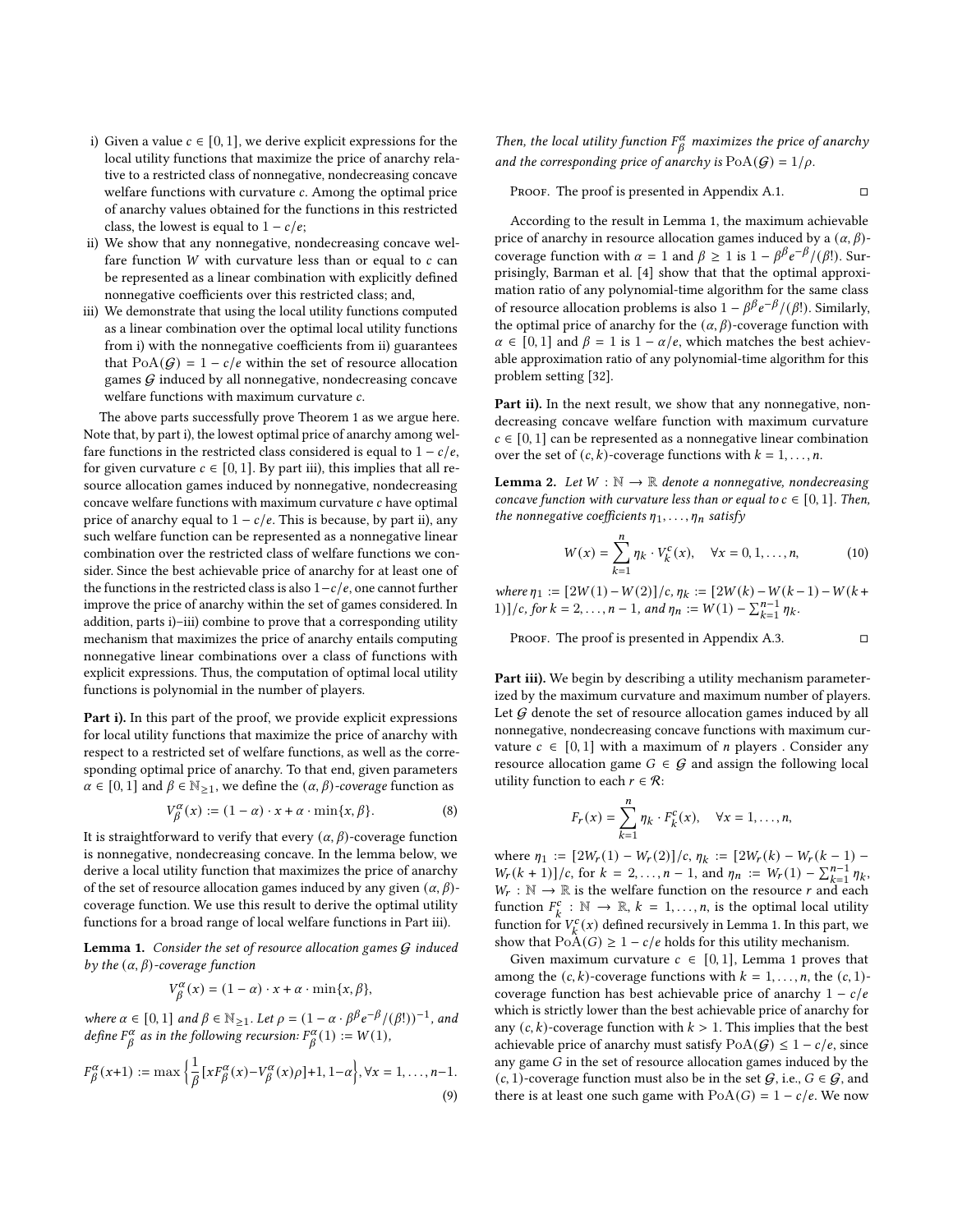i) Given a value $c \in [0,1]$, we derive explicit expressions for the local utility functions that maximize the price of anarchy relative to a restricted class of nonnegative, nondecreasing concave welfare functions with curvature $c$. Among the optimal price of anarchy values obtained for the functions in this restricted class, the lowest is equal to $1 - c/e$;
ii) We show that any nonnegative, nondecreasing concave welfare function $W$ with curvature less than or equal to $c$ can be represented as a linear combination with explicitly defined nonnegative coefficients over this restricted class; and,
iii) We demonstrate that using the local utility functions computed as a linear combination over the optimal local utility functions from i) with the nonnegative coefficients from ii) guarantees that $\mathrm{PoA}(\mathcal{G}) = 1 - c/e$ within the set of resource allocation games $\mathcal{G}$ induced by all nonnegative, nondecreasing concave welfare functions with maximum curvature $c$.

The above parts successfully prove Theorem 1 as we argue here. Note that, by part i), the lowest optimal price of anarchy among welfare functions in the restricted class considered is equal to $1 - c/e$, for given curvature $c \in [0,1]$. By part iii), this implies that all resource allocation games induced by nonnegative, nondecreasing concave welfare functions with maximum curvature $c$ have optimal price of anarchy equal to $1 - c/e$. This is because, by part ii), any such welfare function can be represented as a nonnegative linear combination over the restricted class of welfare functions we consider. Since the best achievable price of anarchy for at least one of the functions in the restricted class is also $1-c/e$, one cannot further improve the price of anarchy within the set of games considered. In addition, parts i)–iii) combine to prove that a corresponding utility mechanism that maximizes the price of anarchy entails computing nonnegative linear combinations over a class of functions with explicit expressions. Thus, the computation of optimal local utility functions is polynomial in the number of players.

**Part i).** In this part of the proof, we provide explicit expressions for local utility functions that maximize the price of anarchy with respect to a restricted set of welfare functions, as well as the corresponding optimal price of anarchy. To that end, given parameters $\alpha \in [0,1]$ and $\beta \in \mathbb{N}_{\geq 1}$, we define the $(\alpha, \beta)$-*coverage* function as

$$V_\beta^\alpha(x) := (1-\alpha) \cdot x + \alpha \cdot \min\{x, \beta\}. \tag{8}$$

It is straightforward to verify that every $(\alpha,\beta)$-coverage function is nonnegative, nondecreasing concave. In the lemma below, we derive a local utility function that maximizes the price of anarchy of the set of resource allocation games induced by any given $(\alpha,\beta)$-coverage function. We use this result to derive the optimal utility functions for a broad range of local welfare functions in Part iii).

**Lemma 1.** *Consider the set of resource allocation games $\mathcal{G}$ induced by the $(\alpha,\beta)$-coverage function*

$$V_\beta^\alpha(x) = (1-\alpha) \cdot x + \alpha \cdot \min\{x, \beta\},$$

*where $\alpha \in [0,1]$ and $\beta \in \mathbb{N}_{\geq 1}$. Let $\rho = (1 - \alpha \cdot \beta^\beta e^{-\beta}/(\beta!))^{-1}$, and define $F_\beta^\alpha$ as in the following recursion: $F_\beta^\alpha(1) := W(1)$,*

$$F_\beta^\alpha(x+1) := \max\left\{\frac{1}{\beta}[xF_\beta^\alpha(x) - V_\beta^\alpha(x)\rho] + 1, 1-\alpha\right\}, \forall x = 1,\ldots,n-1. \tag{9}$$

*Then, the local utility function $F_\beta^\alpha$ maximizes the price of anarchy and the corresponding price of anarchy is $\mathrm{PoA}(\mathcal{G}) = 1/\rho$.*

Proof. The proof is presented in Appendix A.1. □

According to the result in Lemma 1, the maximum achievable price of anarchy in resource allocation games induced by a $(\alpha,\beta)$-coverage function with $\alpha = 1$ and $\beta \geq 1$ is $1 - \beta^\beta e^{-\beta}/(\beta!)$. Surprisingly, Barman et al. [4] show that that the optimal approximation ratio of any polynomial-time algorithm for the same class of resource allocation problems is also $1 - \beta^\beta e^{-\beta}/(\beta!)$. Similarly, the optimal price of anarchy for the $(\alpha,\beta)$-coverage function with $\alpha \in [0,1]$ and $\beta = 1$ is $1 - \alpha/e$, which matches the best achievable approximation ratio of any polynomial-time algorithm for this problem setting [32].

**Part ii).** In the next result, we show that any nonnegative, nondecreasing concave welfare function with maximum curvature $c \in [0,1]$ can be represented as a nonnegative linear combination over the set of $(c,k)$-coverage functions with $k = 1,\ldots,n$.

**Lemma 2.** *Let $W : \mathbb{N} \to \mathbb{R}$ denote a nonnegative, nondecreasing concave function with curvature less than or equal to $c \in [0,1]$. Then, the nonnegative coefficients $\eta_1,\ldots,\eta_n$ satisfy*

$$W(x) = \sum_{k=1}^{n} \eta_k \cdot V_k^c(x), \quad \forall x = 0,1,\ldots,n, \tag{10}$$

*where $\eta_1 := [2W(1) - W(2)]/c$, $\eta_k := [2W(k) - W(k-1) - W(k+1)]/c$, for $k = 2,\ldots,n-1$, and $\eta_n := W(1) - \sum_{k=1}^{n-1}\eta_k$.*

Proof. The proof is presented in Appendix A.3. □

**Part iii).** We begin by describing a utility mechanism parameterized by the maximum curvature and maximum number of players. Let $\mathcal{G}$ denote the set of resource allocation games induced by all nonnegative, nondecreasing concave functions with maximum curvature $c \in [0,1]$ with a maximum of $n$ players . Consider any resource allocation game $G \in \mathcal{G}$ and assign the following local utility function to each $r \in \mathcal{R}$:

$$F_r(x) = \sum_{k=1}^{n} \eta_k \cdot F_k^c(x), \quad \forall x = 1,\ldots,n,$$

where $\eta_1 := [2W_r(1) - W_r(2)]/c$, $\eta_k := [2W_r(k) - W_r(k-1) - W_r(k+1)]/c$, for $k = 2,\ldots,n-1$, and $\eta_n := W_r(1) - \sum_{k=1}^{n-1}\eta_k$, $W_r : \mathbb{N} \to \mathbb{R}$ is the welfare function on the resource $r$ and each function $F_k^c : \mathbb{N} \to \mathbb{R}$, $k = 1,\ldots,n$, is the optimal local utility function for $V_k^c(x)$ defined recursively in Lemma 1. In this part, we show that $\mathrm{PoA}(G) \geq 1 - c/e$ holds for this utility mechanism.

Given maximum curvature $c \in [0,1]$, Lemma 1 proves that among the $(c,k)$-coverage functions with $k = 1,\ldots,n$, the $(c,1)$-coverage function has best achievable price of anarchy $1 - c/e$ which is strictly lower than the best achievable price of anarchy for any $(c,k)$-coverage function with $k > 1$. This implies that the best achievable price of anarchy must satisfy $\mathrm{PoA}(\mathcal{G}) \leq 1 - c/e$, since any game $G$ in the set of resource allocation games induced by the $(c,1)$-coverage function must also be in the set $\mathcal{G}$, i.e., $G \in \mathcal{G}$, and there is at least one such game with $\mathrm{PoA}(G) = 1 - c/e$. We now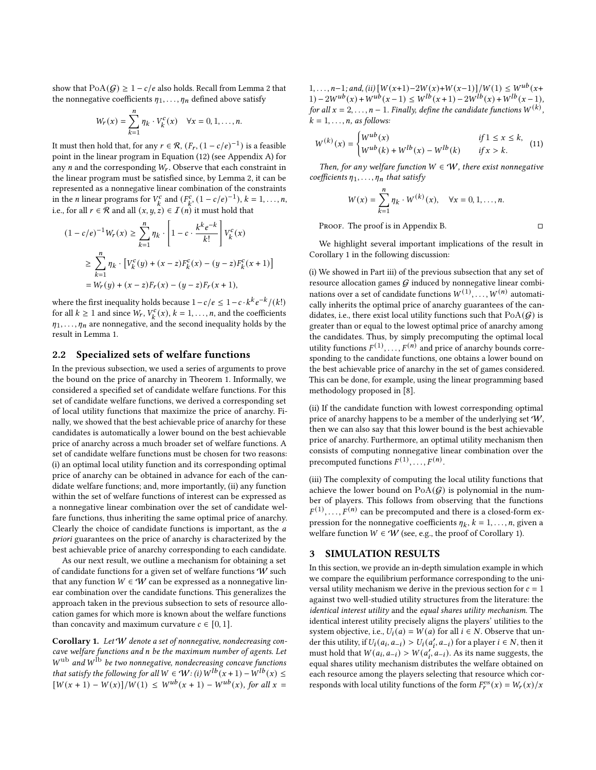show that $\mathrm{PoA}(\mathcal{G}) \geq 1 - c/e$ also holds. Recall from Lemma 2 that the nonnegative coefficients $\eta_1, \ldots, \eta_n$ defined above satisfy

$$W_r(x) = \sum_{k=1}^{n} \eta_k \cdot V_k^c(x) \quad \forall x = 0, 1, \ldots, n.$$

It must then hold that, for any $r \in \mathcal{R}$, $(F_r, (1 - c/e)^{-1})$ is a feasible point in the linear program in Equation (12) (see Appendix A) for any $n$ and the corresponding $W_r$. Observe that each constraint in the linear program must be satisfied since, by Lemma 2, it can be represented as a nonnegative linear combination of the constraints in the $n$ linear programs for $V_k^c$ and $(F_k^c, (1 - c/e)^{-1})$, $k = 1, \ldots, n$, i.e., for all $r \in \mathcal{R}$ and all $(x, y, z) \in \mathcal{I}(n)$ it must hold that

$$\begin{aligned}
(1 - c/e)^{-1} W_r(x) &\geq \sum_{k=1}^{n} \eta_k \cdot \left[1 - c \cdot \frac{k^k e^{-k}}{k!}\right] V_k^c(x) \\
&\geq \sum_{k=1}^{n} \eta_k \cdot \left[V_k^c(y) + (x - z) F_k^c(x) - (y - z) F_k^c(x + 1)\right] \\
&= W_r(y) + (x - z) F_r(x) - (y - z) F_r(x + 1),
\end{aligned}$$

where the first inequality holds because $1 - c/e \leq 1 - c \cdot k^k e^{-k}/(k!)$ for all $k \geq 1$ and since $W_r$, $V_k^c(x)$, $k = 1, \ldots, n$, and the coefficients $\eta_1, \ldots, \eta_n$ are nonnegative, and the second inequality holds by the result in Lemma 1.

## 2.2 Specialized sets of welfare functions

In the previous subsection, we used a series of arguments to prove the bound on the price of anarchy in Theorem 1. Informally, we considered a specified set of candidate welfare functions. For this set of candidate welfare functions, we derived a corresponding set of local utility functions that maximize the price of anarchy. Finally, we showed that the best achievable price of anarchy for these candidates is automatically a lower bound on the best achievable price of anarchy across a much broader set of welfare functions. A set of candidate welfare functions must be chosen for two reasons: (i) an optimal local utility function and its corresponding optimal price of anarchy can be obtained in advance for each of the candidate welfare functions; and, more importantly, (ii) any function within the set of welfare functions of interest can be expressed as a nonnegative linear combination over the set of candidate welfare functions, thus inheriting the same optimal price of anarchy. Clearly the choice of candidate functions is important, as the *a priori* guarantees on the price of anarchy is characterized by the best achievable price of anarchy corresponding to each candidate.

As our next result, we outline a mechanism for obtaining a set of candidate functions for a given set of welfare functions $\mathcal{W}$ such that any function $W \in \mathcal{W}$ can be expressed as a nonnegative linear combination over the candidate functions. This generalizes the approach taken in the previous subsection to sets of resource allocation games for which more is known about the welfare functions than concavity and maximum curvature $c \in [0, 1]$.

**Corollary 1.** *Let $\mathcal{W}$ denote a set of nonnegative, nondecreasing concave welfare functions and $n$ be the maximum number of agents. Let $W^{\mathrm{ub}}$ and $W^{\mathrm{lb}}$ be two nonnegative, nondecreasing concave functions that satisfy the following for all $W \in \mathcal{W}$: (i) $W^{lb}(x+1) - W^{lb}(x) \leq [W(x+1) - W(x)]/W(1) \leq W^{ub}(x+1) - W^{ub}(x)$, for all $x = 1, \ldots, n-1$; and, (ii) $[W(x+1) - 2W(x) + W(x-1)]/W(1) \leq W^{ub}(x+1) - 2W^{ub}(x) + W^{ub}(x-1) \leq W^{lb}(x+1) - 2W^{lb}(x) + W^{lb}(x-1)$, for all $x = 2, \ldots, n-1$. Finally, define the candidate functions $W^{(k)}$, $k = 1, \ldots, n$, as follows:*

$$W^{(k)}(x) = \begin{cases} W^{ub}(x) & \text{if } 1 \leq x \leq k, \\ W^{ub}(k) + W^{lb}(x) - W^{lb}(k) & \text{if } x > k. \end{cases} \tag{11}$$

*Then, for any welfare function $W \in \mathcal{W}$, there exist nonnegative coefficients $\eta_1, \ldots, \eta_n$ that satisfy*

$$W(x) = \sum_{k=1}^{n} \eta_k \cdot W^{(k)}(x), \quad \forall x = 0, 1, \ldots, n.$$

Proof. The proof is in Appendix B. ◻

We highlight several important implications of the result in Corollary 1 in the following discussion:

(i) We showed in Part iii) of the previous subsection that any set of resource allocation games $\mathcal{G}$ induced by nonnegative linear combinations over a set of candidate functions $W^{(1)}, \ldots, W^{(n)}$ automatically inherits the optimal price of anarchy guarantees of the candidates, i.e., there exist local utility functions such that $\mathrm{PoA}(\mathcal{G})$ is greater than or equal to the lowest optimal price of anarchy among the candidates. Thus, by simply precomputing the optimal local utility functions $F^{(1)}, \ldots, F^{(n)}$ and price of anarchy bounds corresponding to the candidate functions, one obtains a lower bound on the best achievable price of anarchy in the set of games considered. This can be done, for example, using the linear programming based methodology proposed in [8].

(ii) If the candidate function with lowest corresponding optimal price of anarchy happens to be a member of the underlying set $\mathcal{W}$, then we can also say that this lower bound is the best achievable price of anarchy. Furthermore, an optimal utility mechanism then consists of computing nonnegative linear combination over the precomputed functions $F^{(1)}, \ldots, F^{(n)}$.

(iii) The complexity of computing the local utility functions that achieve the lower bound on $\mathrm{PoA}(\mathcal{G})$ is polynomial in the number of players. This follows from observing that the functions $F^{(1)}, \ldots, F^{(n)}$ can be precomputed and there is a closed-form expression for the nonnegative coefficients $\eta_k$, $k = 1, \ldots, n$, given a welfare function $W \in \mathcal{W}$ (see, e.g., the proof of Corollary 1).

# 3 SIMULATION RESULTS

In this section, we provide an in-depth simulation example in which we compare the equilibrium performance corresponding to the universal utility mechanism we derive in the previous section for $c = 1$ against two well-studied utility structures from the literature: the *identical interest utility* and the *equal shares utility mechanism*. The identical interest utility precisely aligns the players' utilities to the system objective, i.e., $U_i(a) = W(a)$ for all $i \in N$. Observe that under this utility, if $U_i(a_i, a_{-i}) > U_i(a_i', a_{-i})$ for a player $i \in N$, then it must hold that $W(a_i, a_{-i}) > W(a_i', a_{-i})$. As its name suggests, the equal shares utility mechanism distributes the welfare obtained on each resource among the players selecting that resource which corresponds with local utility functions of the form $F_r^{\mathrm{es}}(x) = W_r(x)/x$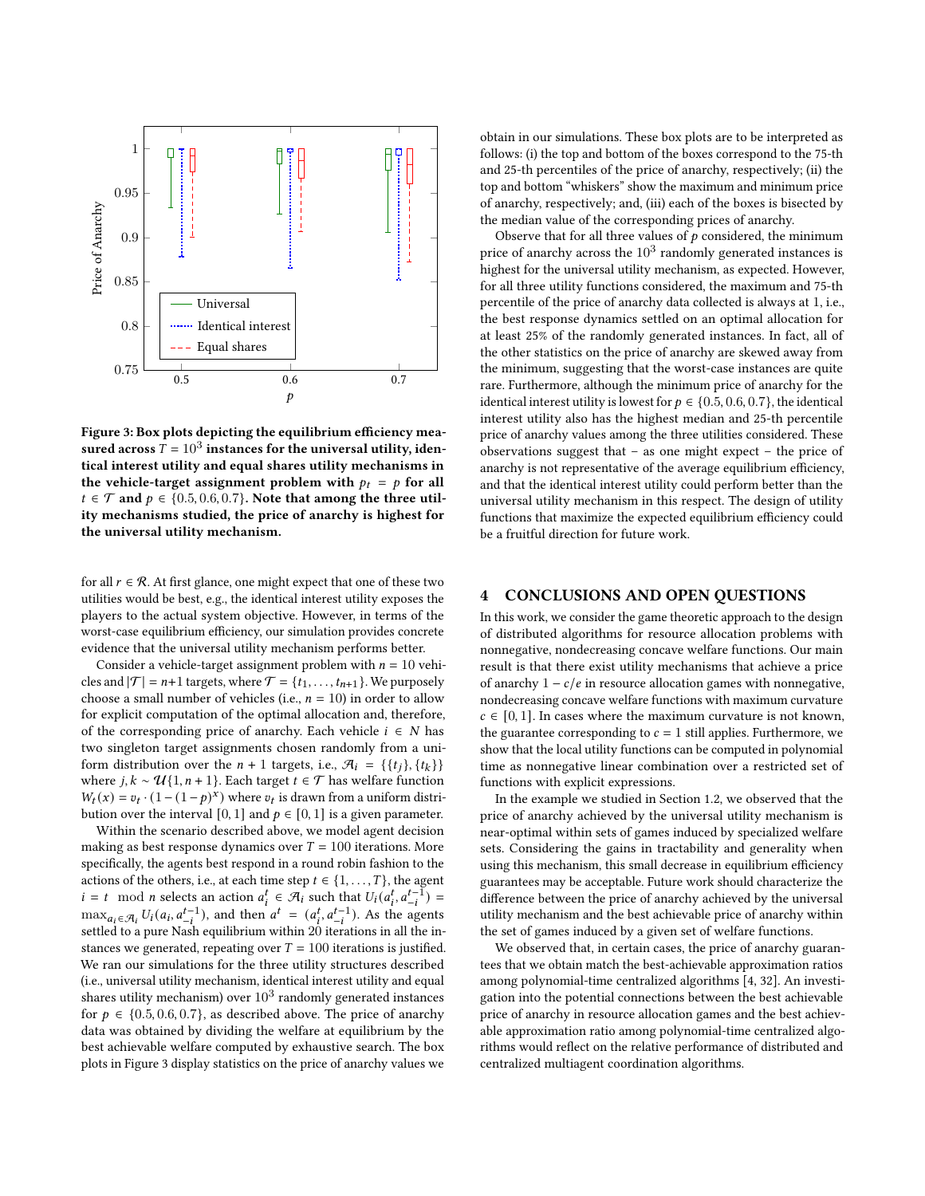**Figure 3: Box plots depicting the equilibrium efficiency measured across $T = 10^3$ instances for the universal utility, identical interest utility and equal shares utility mechanisms in the vehicle-target assignment problem with $p_t = p$ for all $t \in \mathcal{T}$ and $p \in \{0.5, 0.6, 0.7\}$. Note that among the three utility mechanisms studied, the price of anarchy is highest for the universal utility mechanism.**

for all $r \in \mathcal{R}$. At first glance, one might expect that one of these two utilities would be best, e.g., the identical interest utility exposes the players to the actual system objective. However, in terms of the worst-case equilibrium efficiency, our simulation provides concrete evidence that the universal utility mechanism performs better.

Consider a vehicle-target assignment problem with $n = 10$ vehicles and $|\mathcal{T}| = n+1$ targets, where $\mathcal{T} = \{t_1, \ldots, t_{n+1}\}$. We purposely choose a small number of vehicles (i.e., $n = 10$) in order to allow for explicit computation of the optimal allocation and, therefore, of the corresponding price of anarchy. Each vehicle $i \in N$ has two singleton target assignments chosen randomly from a uniform distribution over the $n+1$ targets, i.e., $\mathcal{A}_i = \{\{t_j\}, \{t_k\}\}$ where $j, k \sim \mathcal{U}\{1, n+1\}$. Each target $t \in \mathcal{T}$ has welfare function $W_t(x) = v_t \cdot (1 - (1-p)^x)$ where $v_t$ is drawn from a uniform distribution over the interval $[0, 1]$ and $p \in [0, 1]$ is a given parameter.

Within the scenario described above, we model agent decision making as best response dynamics over $T = 100$ iterations. More specifically, the agents best respond in a round robin fashion to the actions of the others, i.e., at each time step $t \in \{1, \ldots, T\}$, the agent $i = t \mod n$ selects an action $a_i^t \in \mathcal{A}_i$ such that $U_i(a_i^t, a_{-i}^{t-1}) = \max_{a_i \in \mathcal{A}_i} U_i(a_i, a_{-i}^{t-1})$, and then $a^t = (a_i^t, a_{-i}^{t-1})$. As the agents settled to a pure Nash equilibrium within 20 iterations in all the instances we generated, repeating over $T = 100$ iterations is justified. We ran our simulations for the three utility structures described (i.e., universal utility mechanism, identical interest utility and equal shares utility mechanism) over $10^3$ randomly generated instances for $p \in \{0.5, 0.6, 0.7\}$, as described above. The price of anarchy data was obtained by dividing the welfare at equilibrium by the best achievable welfare computed by exhaustive search. The box plots in Figure 3 display statistics on the price of anarchy values we obtain in our simulations. These box plots are to be interpreted as follows: (i) the top and bottom of the boxes correspond to the 75-th and 25-th percentiles of the price of anarchy, respectively; (ii) the top and bottom "whiskers" show the maximum and minimum price of anarchy, respectively; and, (iii) each of the boxes is bisected by the median value of the corresponding prices of anarchy.

Observe that for all three values of $p$ considered, the minimum price of anarchy across the $10^3$ randomly generated instances is highest for the universal utility mechanism, as expected. However, for all three utility functions considered, the maximum and 75-th percentile of the price of anarchy data collected is always at 1, i.e., the best response dynamics settled on an optimal allocation for at least 25% of the randomly generated instances. In fact, all of the other statistics on the price of anarchy are skewed away from the minimum, suggesting that the worst-case instances are quite rare. Furthermore, although the minimum price of anarchy for the identical interest utility is lowest for $p \in \{0.5, 0.6, 0.7\}$, the identical interest utility also has the highest median and 25-th percentile price of anarchy values among the three utilities considered. These observations suggest that – as one might expect – the price of anarchy is not representative of the average equilibrium efficiency, and that the identical interest utility could perform better than the universal utility mechanism in this respect. The design of utility functions that maximize the expected equilibrium efficiency could be a fruitful direction for future work.

## 4 CONCLUSIONS AND OPEN QUESTIONS

In this work, we consider the game theoretic approach to the design of distributed algorithms for resource allocation problems with nonnegative, nondecreasing concave welfare functions. Our main result is that there exist utility mechanisms that achieve a price of anarchy $1 - c/e$ in resource allocation games with nonnegative, nondecreasing concave welfare functions with maximum curvature $c \in [0, 1]$. In cases where the maximum curvature is not known, the guarantee corresponding to $c = 1$ still applies. Furthermore, we show that the local utility functions can be computed in polynomial time as nonnegative linear combination over a restricted set of functions with explicit expressions.

In the example we studied in Section 1.2, we observed that the price of anarchy achieved by the universal utility mechanism is near-optimal within sets of games induced by specialized welfare sets. Considering the gains in tractability and generality when using this mechanism, this small decrease in equilibrium efficiency guarantees may be acceptable. Future work should characterize the difference between the price of anarchy achieved by the universal utility mechanism and the best achievable price of anarchy within the set of games induced by a given set of welfare functions.

We observed that, in certain cases, the price of anarchy guarantees that we obtain match the best-achievable approximation ratios among polynomial-time centralized algorithms [4, 32]. An investigation into the potential connections between the best achievable price of anarchy in resource allocation games and the best achievable approximation ratio among polynomial-time centralized algorithms would reflect on the relative performance of distributed and centralized multiagent coordination algorithms.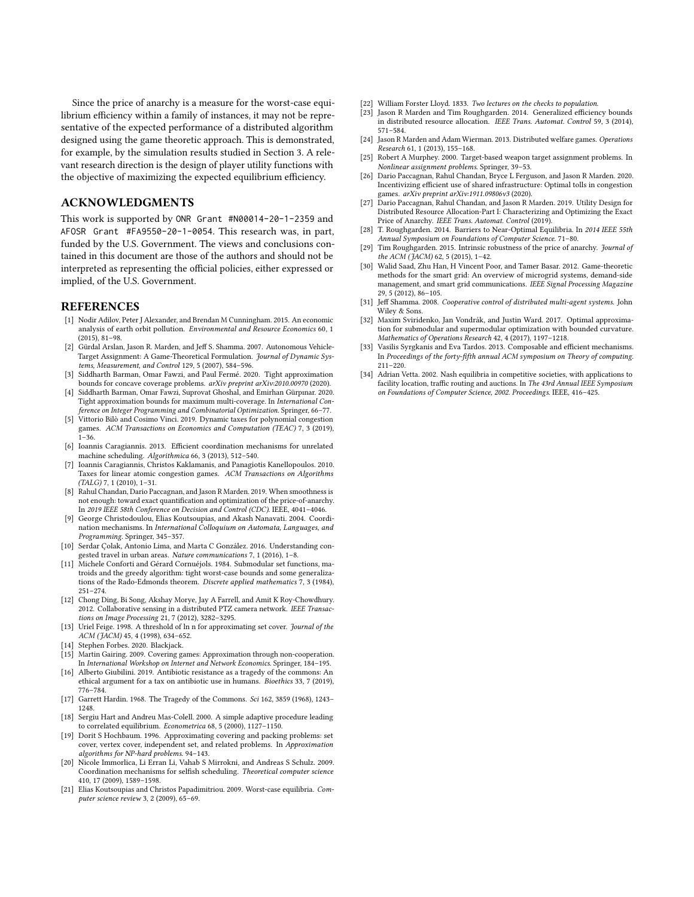Since the price of anarchy is a measure for the worst-case equilibrium efficiency within a family of instances, it may not be representative of the expected performance of a distributed algorithm designed using the game theoretic approach. This is demonstrated, for example, by the simulation results studied in Section 3. A relevant research direction is the design of player utility functions with the objective of maximizing the expected equilibrium efficiency.

## ACKNOWLEDGMENTS

This work is supported by ONR Grant #N00014-20-1-2359 and AFOSR Grant #FA9550-20-1-0054. This research was, in part, funded by the U.S. Government. The views and conclusions contained in this document are those of the authors and should not be interpreted as representing the official policies, either expressed or implied, of the U.S. Government.

## REFERENCES

[1] Nodir Adilov, Peter J Alexander, and Brendan M Cunningham. 2015. An economic analysis of earth orbit pollution. *Environmental and Resource Economics* 60, 1 (2015), 81–98.

[2] Gürdal Arslan, Jason R. Marden, and Jeff S. Shamma. 2007. Autonomous Vehicle-Target Assignment: A Game-Theoretical Formulation. *Journal of Dynamic Systems, Measurement, and Control* 129, 5 (2007), 584–596.

[3] Siddharth Barman, Omar Fawzi, and Paul Fermé. 2020. Tight approximation bounds for concave coverage problems. *arXiv preprint arXiv:2010.00970* (2020).

[4] Siddharth Barman, Omar Fawzi, Suprovat Ghoshal, and Emirhan Gürpınar. 2020. Tight approximation bounds for maximum multi-coverage. In *International Conference on Integer Programming and Combinatorial Optimization*. Springer, 66–77.

[5] Vittorio Bilò and Cosimo Vinci. 2019. Dynamic taxes for polynomial congestion games. *ACM Transactions on Economics and Computation (TEAC)* 7, 3 (2019), 1–36.

[6] Ioannis Caragiannis. 2013. Efficient coordination mechanisms for unrelated machine scheduling. *Algorithmica* 66, 3 (2013), 512–540.

[7] Ioannis Caragiannis, Christos Kaklamanis, and Panagiotis Kanellopoulos. 2010. Taxes for linear atomic congestion games. *ACM Transactions on Algorithms (TALG)* 7, 1 (2010), 1–31.

[8] Rahul Chandan, Dario Paccagnan, and Jason R Marden. 2019. When smoothness is not enough: toward exact quantification and optimization of the price-of-anarchy. In *2019 IEEE 58th Conference on Decision and Control (CDC)*. IEEE, 4041–4046.

[9] George Christodoulou, Elias Koutsoupias, and Akash Nanavati. 2004. Coordination mechanisms. In *International Colloquium on Automata, Languages, and Programming*. Springer, 345–357.

[10] Serdar Çolak, Antonio Lima, and Marta C González. 2016. Understanding congested travel in urban areas. *Nature communications* 7, 1 (2016), 1–8.

[11] Michele Conforti and Gérard Cornuéjols. 1984. Submodular set functions, matroids and the greedy algorithm: tight worst-case bounds and some generalizations of the Rado-Edmonds theorem. *Discrete applied mathematics* 7, 3 (1984), 251–274.

[12] Chong Ding, Bi Song, Akshay Morye, Jay A Farrell, and Amit K Roy-Chowdhury. 2012. Collaborative sensing in a distributed PTZ camera network. *IEEE Transactions on Image Processing* 21, 7 (2012), 3282–3295.

[13] Uriel Feige. 1998. A threshold of ln n for approximating set cover. *Journal of the ACM (JACM)* 45, 4 (1998), 634–652.

[14] Stephen Forbes. 2020. Blackjack.

[15] Martin Gairing. 2009. Covering games: Approximation through non-cooperation. In *International Workshop on Internet and Network Economics*. Springer, 184–195.

[16] Alberto Giubilini. 2019. Antibiotic resistance as a tragedy of the commons: An ethical argument for a tax on antibiotic use in humans. *Bioethics* 33, 7 (2019), 776–784.

[17] Garrett Hardin. 1968. The Tragedy of the Commons. *Sci* 162, 3859 (1968), 1243–1248.

[18] Sergiu Hart and Andreu Mas-Colell. 2000. A simple adaptive procedure leading to correlated equilibrium. *Econometrica* 68, 5 (2000), 1127–1150.

[19] Dorit S Hochbaum. 1996. Approximating covering and packing problems: set cover, vertex cover, independent set, and related problems. In *Approximation algorithms for NP-hard problems*. 94–143.

[20] Nicole Immorlica, Li Erran Li, Vahab S Mirrokni, and Andreas S Schulz. 2009. Coordination mechanisms for selfish scheduling. *Theoretical computer science* 410, 17 (2009), 1589–1598.

[21] Elias Koutsoupias and Christos Papadimitriou. 2009. Worst-case equilibria. *Computer science review* 3, 2 (2009), 65–69.

[22] William Forster Lloyd. 1833. *Two lectures on the checks to population.*

[23] Jason R Marden and Tim Roughgarden. 2014. Generalized efficiency bounds in distributed resource allocation. *IEEE Trans. Automat. Control* 59, 3 (2014), 571–584.

[24] Jason R Marden and Adam Wierman. 2013. Distributed welfare games. *Operations Research* 61, 1 (2013), 155–168.

[25] Robert A Murphey. 2000. Target-based weapon target assignment problems. In *Nonlinear assignment problems*. Springer, 39–53.

[26] Dario Paccagnan, Rahul Chandan, Bryce L Ferguson, and Jason R Marden. 2020. Incentivizing efficient use of shared infrastructure: Optimal tolls in congestion games. *arXiv preprint arXiv:1911.09806v3* (2020).

[27] Dario Paccagnan, Rahul Chandan, and Jason R Marden. 2019. Utility Design for Distributed Resource Allocation-Part I: Characterizing and Optimizing the Exact Price of Anarchy. *IEEE Trans. Automat. Control* (2019).

[28] T. Roughgarden. 2014. Barriers to Near-Optimal Equilibria. In *2014 IEEE 55th Annual Symposium on Foundations of Computer Science*. 71–80.

[29] Tim Roughgarden. 2015. Intrinsic robustness of the price of anarchy. *Journal of the ACM (JACM)* 62, 5 (2015), 1–42.

[30] Walid Saad, Zhu Han, H Vincent Poor, and Tamer Basar. 2012. Game-theoretic methods for the smart grid: An overview of microgrid systems, demand-side management, and smart grid communications. *IEEE Signal Processing Magazine* 29, 5 (2012), 86–105.

[31] Jeff Shamma. 2008. *Cooperative control of distributed multi-agent systems*. John Wiley & Sons.

[32] Maxim Sviridenko, Jan Vondrák, and Justin Ward. 2017. Optimal approximation for submodular and supermodular optimization with bounded curvature. *Mathematics of Operations Research* 42, 4 (2017), 1197–1218.

[33] Vasilis Syrgkanis and Eva Tardos. 2013. Composable and efficient mechanisms. In *Proceedings of the forty-fifth annual ACM symposium on Theory of computing*. 211–220.

[34] Adrian Vetta. 2002. Nash equilibria in competitive societies, with applications to facility location, traffic routing and auctions. In *The 43rd Annual IEEE Symposium on Foundations of Computer Science, 2002. Proceedings*. IEEE, 416–425.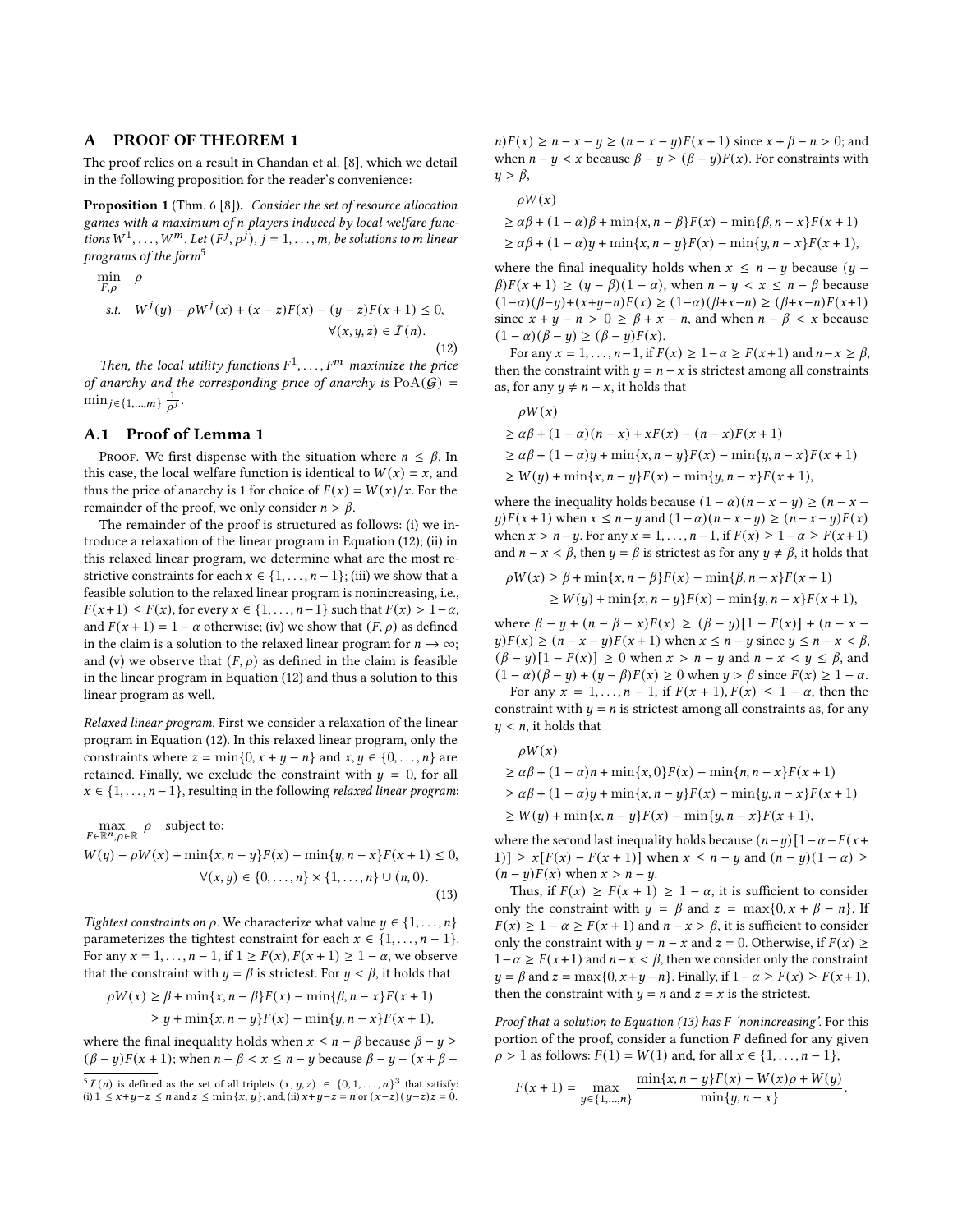## A PROOF OF THEOREM 1

The proof relies on a result in Chandan et al. [8], which we detail in the following proposition for the reader's convenience:

**Proposition 1** (Thm. 6 [8]). *Consider the set of resource allocation games with a maximum of $n$ players induced by local welfare functions $W^1, \ldots, W^m$. Let $(F^j, \rho^j)$, $j = 1, \ldots, m$, be solutions to $m$ linear programs of the form*[5]

$$\min_{F,\rho} \quad \rho$$
$$\text{s.t.} \quad W^j(y) - \rho W^j(x) + (x - z)F(x) - (y - z)F(x+1) \leq 0, \quad \forall (x, y, z) \in \mathcal{I}(n). \tag{12}$$

*Then, the local utility functions $F^1, \ldots, F^m$ maximize the price of anarchy and the corresponding price of anarchy is $\text{PoA}(\mathcal{G}) = \min_{j \in \{1,\ldots,m\}} \frac{1}{\rho^j}$.*

### A.1 Proof of Lemma 1

Proof. We first dispense with the situation where $n \leq \beta$. In this case, the local welfare function is identical to $W(x) = x$, and thus the price of anarchy is 1 for choice of $F(x) = W(x)/x$. For the remainder of the proof, we only consider $n > \beta$.

The remainder of the proof is structured as follows: (i) we introduce a relaxation of the linear program in Equation (12); (ii) in this relaxed linear program, we determine what are the most restrictive constraints for each $x \in \{1, \ldots, n-1\}$; (iii) we show that a feasible solution to the relaxed linear program is nonincreasing, i.e., $F(x+1) \leq F(x)$, for every $x \in \{1, \ldots, n-1\}$ such that $F(x) > 1 - \alpha$, and $F(x+1) = 1 - \alpha$ otherwise; (iv) we show that $(F, \rho)$ as defined in the claim is a solution to the relaxed linear program for $n \to \infty$; and (v) we observe that $(F, \rho)$ as defined in the claim is feasible in the linear program in Equation (12) and thus a solution to this linear program as well.

*Relaxed linear program.* First we consider a relaxation of the linear program in Equation (12). In this relaxed linear program, only the constraints where $z = \min\{0, x + y - n\}$ and $x, y \in \{0, \ldots, n\}$ are retained. Finally, we exclude the constraint with $y = 0$, for all $x \in \{1, \ldots, n-1\}$, resulting in the following *relaxed linear program*:

$$\max_{F \in \mathbb{R}^n, \rho \in \mathbb{R}} \rho \quad \text{subject to:}$$
$$W(y) - \rho W(x) + \min\{x, n - y\}F(x) - \min\{y, n - x\}F(x+1) \leq 0, \quad \forall (x, y) \in \{0, \ldots, n\} \times \{1, \ldots, n\} \cup (n, 0). \tag{13}$$

*Tightest constraints on $\rho$.* We characterize what value $y \in \{1, \ldots, n\}$ parameterizes the tightest constraint for each $x \in \{1, \ldots, n-1\}$. For any $x = 1, \ldots, n-1$, if $1 \geq F(x), F(x+1) \geq 1 - \alpha$, we observe that the constraint with $y = \beta$ is strictest. For $y < \beta$, it holds that

$$\begin{aligned}\rho W(x) &\geq \beta + \min\{x, n - \beta\}F(x) - \min\{\beta, n - x\}F(x+1) \\ &\geq y + \min\{x, n - y\}F(x) - \min\{y, n - x\}F(x+1),\end{aligned}$$

where the final inequality holds when $x \leq n - \beta$ because $\beta - y \geq (\beta - y)F(x+1)$; when $n - \beta < x \leq n - y$ because $\beta - y - (x + \beta - n)F(x) \geq n - x - y \geq (n - x - y)F(x+1)$ since $x + \beta - n > 0$; and when $n - y < x$ because $\beta - y \geq (\beta - y)F(x)$. For constraints with $y > \beta$,

$$\begin{aligned}&\rho W(x) \\ &\geq \alpha\beta + (1 - \alpha)\beta + \min\{x, n - \beta\}F(x) - \min\{\beta, n - x\}F(x+1) \\ &\geq \alpha\beta + (1 - \alpha)y + \min\{x, n - y\}F(x) - \min\{y, n - x\}F(x+1),\end{aligned}$$

where the final inequality holds when $x \leq n - y$ because $(y - \beta)F(x+1) \geq (y - \beta)(1 - \alpha)$, when $n - y < x \leq n - \beta$ because $(1-\alpha)(\beta-y)+(x+y-n)F(x) \geq (1-\alpha)(\beta+x-n) \geq (\beta+x-n)F(x+1)$ since $x + y - n > 0 \geq \beta + x - n$, and when $n - \beta < x$ because $(1 - \alpha)(\beta - y) \geq (\beta - y)F(x)$.

For any $x = 1, \ldots, n-1$, if $F(x) \geq 1 - \alpha \geq F(x+1)$ and $n - x \geq \beta$, then the constraint with $y = n - x$ is strictest among all constraints as, for any $y \neq n - x$, it holds that

$$\begin{aligned}&\rho W(x) \\ &\geq \alpha\beta + (1 - \alpha)(n - x) + xF(x) - (n - x)F(x+1) \\ &\geq \alpha\beta + (1 - \alpha)y + \min\{x, n - y\}F(x) - \min\{y, n - x\}F(x+1) \\ &\geq W(y) + \min\{x, n - y\}F(x) - \min\{y, n - x\}F(x+1),\end{aligned}$$

where the inequality holds because $(1 - \alpha)(n - x - y) \geq (n - x - y)F(x+1)$ when $x \leq n - y$ and $(1 - \alpha)(n - x - y) \geq (n - x - y)F(x)$ when $x > n - y$. For any $x = 1, \ldots, n-1$, if $F(x) \geq 1 - \alpha \geq F(x+1)$ and $n - x < \beta$, then $y = \beta$ is strictest as for any $y \neq \beta$, it holds that

$$\begin{aligned}\rho W(x) &\geq \beta + \min\{x, n - \beta\}F(x) - \min\{\beta, n - x\}F(x+1) \\ &\geq W(y) + \min\{x, n - y\}F(x) - \min\{y, n - x\}F(x+1),\end{aligned}$$

where $\beta - y + (n - \beta - x)F(x) \geq (\beta - y)[1 - F(x)] + (n - x - y)F(x) \geq (n - x - y)F(x+1)$ when $x \leq n - y$ since $y \leq n - x < \beta$, $(\beta - y)[1 - F(x)] \geq 0$ when $x > n - y$ and $n - x < y \leq \beta$, and $(1 - \alpha)(\beta - y) + (y - \beta)F(x) \geq 0$ when $y > \beta$ since $F(x) \geq 1 - \alpha$.

For any $x = 1, \ldots, n-1$, if $F(x+1), F(x) \leq 1 - \alpha$, then the constraint with $y = n$ is strictest among all constraints as, for any $y < n$, it holds that

$$\begin{aligned}&\rho W(x) \\ &\geq \alpha\beta + (1 - \alpha)n + \min\{x, 0\}F(x) - \min\{n, n - x\}F(x+1) \\ &\geq \alpha\beta + (1 - \alpha)y + \min\{x, n - y\}F(x) - \min\{y, n - x\}F(x+1) \\ &\geq W(y) + \min\{x, n - y\}F(x) - \min\{y, n - x\}F(x+1),\end{aligned}$$

where the second last inequality holds because $(n-y)[1-\alpha-F(x+1)] \geq x[F(x) - F(x+1)]$ when $x \leq n - y$ and $(n - y)(1 - \alpha) \geq (n - y)F(x)$ when $x > n - y$.

Thus, if $F(x) \geq F(x+1) \geq 1 - \alpha$, it is sufficient to consider only the constraint with $y = \beta$ and $z = \max\{0, x + \beta - n\}$. If $F(x) \geq 1 - \alpha \geq F(x+1)$ and $n - x > \beta$, it is sufficient to consider only the constraint with $y = n - x$ and $z = 0$. Otherwise, if $F(x) \geq 1 - \alpha \geq F(x+1)$ and $n - x < \beta$, then we consider only the constraint $y = \beta$ and $z = \max\{0, x + y - n\}$. Finally, if $1 - \alpha \geq F(x) \geq F(x+1)$, then the constraint with $y = n$ and $z = x$ is the strictest.

*Proof that a solution to Equation (13) has $F$ 'nonincreasing'.* For this portion of the proof, consider a function $F$ defined for any given $\rho > 1$ as follows: $F(1) = W(1)$ and, for all $x \in \{1, \ldots, n-1\}$,

$$F(x+1) = \max_{y \in \{1,\ldots,n\}} \frac{\min\{x, n - y\}F(x) - W(x)\rho + W(y)}{\min\{y, n - x\}}.$$

[5] $\mathcal{I}(n)$ is defined as the set of all triplets $(x, y, z) \in \{0, 1, \ldots, n\}^3$ that satisfy: (i) $1 \leq x + y - z \leq n$ and $z \leq \min\{x, y\}$; and, (ii) $x + y - z = n$ or $(x - z)(y - z)z = 0$.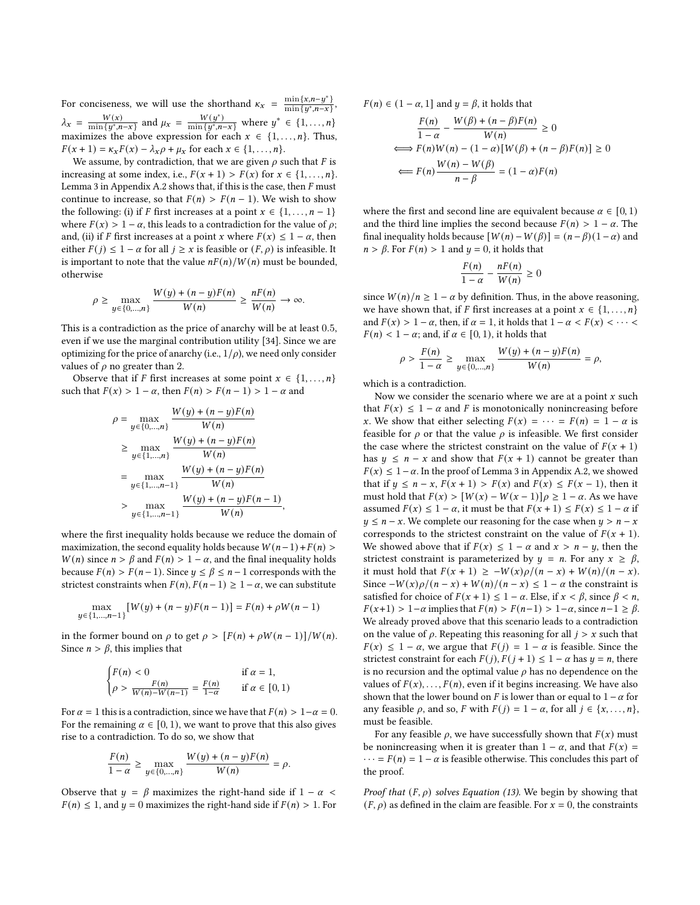For conciseness, we will use the shorthand $\kappa_x = \frac{\min\{x, n-y^*\}}{\min\{y^*, n-x\}}$, $\lambda_x = \frac{W(x)}{\min\{y^*, n-x\}}$ and $\mu_x = \frac{W(y^*)}{\min\{y^*, n-x\}}$ where $y^* \in \{1, \ldots, n\}$ maximizes the above expression for each $x \in \{1, \ldots, n\}$. Thus, $F(x+1) = \kappa_x F(x) - \lambda_x \rho + \mu_x$ for each $x \in \{1, \ldots, n\}$.

We assume, by contradiction, that we are given $\rho$ such that $F$ is increasing at some index, i.e., $F(x+1) > F(x)$ for $x \in \{1, \ldots, n\}$. Lemma 3 in Appendix A.2 shows that, if this is the case, then $F$ must continue to increase, so that $F(n) > F(n-1)$. We wish to show the following: (i) if $F$ first increases at a point $x \in \{1, \ldots, n-1\}$ where $F(x) > 1-\alpha$, this leads to a contradiction for the value of $\rho$; and, (ii) if $F$ first increases at a point $x$ where $F(x) \leq 1-\alpha$, then either $F(j) \leq 1-\alpha$ for all $j \geq x$ is feasible or $(F, \rho)$ is infeasible. It is important to note that the value $nF(n)/W(n)$ must be bounded, otherwise

$$\rho \geq \max_{y \in \{0, \ldots, n\}} \frac{W(y) + (n-y)F(n)}{W(n)} \geq \frac{nF(n)}{W(n)} \to \infty.$$

This is a contradiction as the price of anarchy will be at least 0.5, even if we use the marginal contribution utility [34]. Since we are optimizing for the price of anarchy (i.e., $1/\rho$), we need only consider values of $\rho$ no greater than 2.

Observe that if $F$ first increases at some point $x \in \{1, \ldots, n\}$ such that $F(x) > 1-\alpha$, then $F(n) > F(n-1) > 1-\alpha$ and

$$\begin{aligned}
\rho &= \max_{y \in \{0, \ldots, n\}} \frac{W(y) + (n-y)F(n)}{W(n)} \\
&\geq \max_{y \in \{1, \ldots, n\}} \frac{W(y) + (n-y)F(n)}{W(n)} \\
&= \max_{y \in \{1, \ldots, n-1\}} \frac{W(y) + (n-y)F(n)}{W(n)} \\
&> \max_{y \in \{1, \ldots, n-1\}} \frac{W(y) + (n-y)F(n-1)}{W(n)},
\end{aligned}$$

where the first inequality holds because we reduce the domain of maximization, the second equality holds because $W(n-1) + F(n) > W(n)$ since $n > \beta$ and $F(n) > 1-\alpha$, and the final inequality holds because $F(n) > F(n-1)$. Since $y \leq \beta \leq n-1$ corresponds with the strictest constraints when $F(n), F(n-1) \geq 1-\alpha$, we can substitute

$$\max_{y \in \{1, \ldots, n-1\}} [W(y) + (n-y)F(n-1)] = F(n) + \rho W(n-1)$$

in the former bound on $\rho$ to get $\rho > [F(n) + \rho W(n-1)]/W(n)$. Since $n > \beta$, this implies that

$$\begin{cases} F(n) < 0 & \text{if } \alpha = 1, \\ \rho > \frac{F(n)}{W(n) - W(n-1)} = \frac{F(n)}{1-\alpha} & \text{if } \alpha \in [0, 1) \end{cases}$$

For $\alpha = 1$ this is a contradiction, since we have that $F(n) > 1-\alpha = 0$. For the remaining $\alpha \in [0, 1)$, we want to prove that this also gives rise to a contradiction. To do so, we show that

$$\frac{F(n)}{1-\alpha} \geq \max_{y \in \{0, \ldots, n\}} \frac{W(y) + (n-y)F(n)}{W(n)} = \rho.$$

Observe that $y = \beta$ maximizes the right-hand side if $1-\alpha < F(n) \leq 1$, and $y = 0$ maximizes the right-hand side if $F(n) > 1$. For $F(n) \in (1-\alpha, 1]$ and $y = \beta$, it holds that

$$\begin{aligned}
&\frac{F(n)}{1-\alpha} - \frac{W(\beta) + (n-\beta)F(n)}{W(n)} \geq 0 \\
\iff &F(n)W(n) - (1-\alpha)[W(\beta) + (n-\beta)F(n)] \geq 0 \\
\impliedby &F(n)\frac{W(n) - W(\beta)}{n-\beta} = (1-\alpha)F(n)
\end{aligned}$$

where the first and second line are equivalent because $\alpha \in [0, 1)$ and the third line implies the second because $F(n) > 1-\alpha$. The final inequality holds because $[W(n) - W(\beta)] = (n-\beta)(1-\alpha)$ and $n > \beta$. For $F(n) > 1$ and $y = 0$, it holds that

$$\frac{F(n)}{1-\alpha} - \frac{nF(n)}{W(n)} \geq 0$$

since $W(n)/n \geq 1-\alpha$ by definition. Thus, in the above reasoning, we have shown that, if $F$ first increases at a point $x \in \{1, \ldots, n\}$ and $F(x) > 1-\alpha$, then, if $\alpha = 1$, it holds that $1-\alpha < F(x) < \cdots < F(n) < 1-\alpha$; and, if $\alpha \in [0, 1)$, it holds that

$$\rho > \frac{F(n)}{1-\alpha} \geq \max_{y \in \{0, \ldots, n\}} \frac{W(y) + (n-y)F(n)}{W(n)} = \rho,$$

which is a contradiction.

Now we consider the scenario where we are at a point $x$ such that $F(x) \leq 1-\alpha$ and $F$ is monotonically nonincreasing before $x$. We show that either selecting $F(x) = \cdots = F(n) = 1-\alpha$ is feasible for $\rho$ or that the value $\rho$ is infeasible. We first consider the case where the strictest constraint on the value of $F(x+1)$ has $y \leq n-x$ and show that $F(x+1)$ cannot be greater than $F(x) \leq 1-\alpha$. In the proof of Lemma 3 in Appendix A.2, we showed that if $y \leq n-x$, $F(x+1) > F(x)$ and $F(x) \leq F(x-1)$, then it must hold that $F(x) > [W(x) - W(x-1)]\rho \geq 1-\alpha$. As we have assumed $F(x) \leq 1-\alpha$, it must be that $F(x+1) \leq F(x) \leq 1-\alpha$ if $y \leq n-x$. We complete our reasoning for the case when $y > n-x$ corresponds to the strictest constraint on the value of $F(x+1)$. We showed above that if $F(x) \leq 1-\alpha$ and $x > n-y$, then the strictest constraint is parameterized by $y = n$. For any $x \geq \beta$, it must hold that $F(x+1) \geq -W(x)\rho/(n-x) + W(n)/(n-x)$. Since $-W(x)\rho/(n-x) + W(n)/(n-x) \leq 1-\alpha$ the constraint is satisfied for choice of $F(x+1) \leq 1-\alpha$. Else, if $x < \beta$, since $\beta < n$, $F(x+1) > 1-\alpha$ implies that $F(n) > F(n-1) > 1-\alpha$, since $n-1 \geq \beta$. We already proved above that this scenario leads to a contradiction on the value of $\rho$. Repeating this reasoning for all $j > x$ such that $F(x) \leq 1-\alpha$, we argue that $F(j) = 1-\alpha$ is feasible. Since the strictest constraint for each $F(j), F(j+1) \leq 1-\alpha$ has $y = n$, there is no recursion and the optimal value $\rho$ has no dependence on the values of $F(x), \ldots, F(n)$, even if it begins increasing. We have also shown that the lower bound on $F$ is lower than or equal to $1-\alpha$ for any feasible $\rho$, and so, $F$ with $F(j) = 1-\alpha$, for all $j \in \{x, \ldots, n\}$, must be feasible.

For any feasible $\rho$, we have successfully shown that $F(x)$ must be nonincreasing when it is greater than $1-\alpha$, and that $F(x) = \cdots = F(n) = 1-\alpha$ is feasible otherwise. This concludes this part of the proof.

*Proof that $(F, \rho)$ solves Equation (13).* We begin by showing that $(F, \rho)$ as defined in the claim are feasible. For $x = 0$, the constraints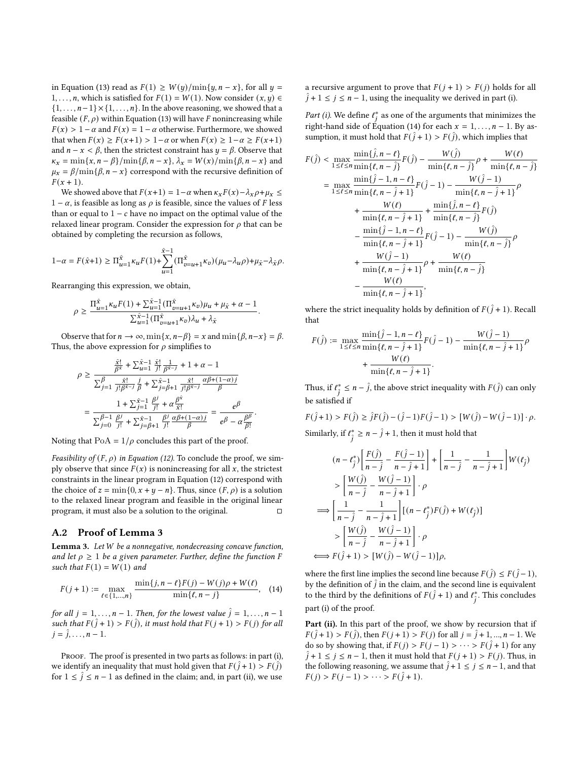in Equation (13) read as $F(1) \geq W(y)/\min\{y, n-x\}$, for all $y = 1, \dots, n$, which is satisfied for $F(1) = W(1)$. Now consider $(x, y) \in \{1, \dots, n-1\} \times \{1, \dots, n\}$. In the above reasoning, we showed that a feasible $(F, \rho)$ within Equation (13) will have $F$ nonincreasing while $F(x) > 1 - \alpha$ and $F(x) = 1 - \alpha$ otherwise. Furthermore, we showed that when $F(x) \geq F(x+1) > 1-\alpha$ or when $F(x) \geq 1-\alpha \geq F(x+1)$ and $n - x < \beta$, then the strictest constraint has $y = \beta$. Observe that $\kappa_x = \min\{x, n-\beta\}/\min\{\beta, n-x\}$, $\lambda_x = W(x)/\min\{\beta, n-x\}$ and $\mu_x = \beta/\min\{\beta, n-x\}$ correspond with the recursive definition of $F(x+1)$.

We showed above that $F(x+1) = 1-\alpha$ when $\kappa_x F(x) - \lambda_x \rho + \mu_x \leq 1 - \alpha$, is feasible as long as $\rho$ is feasible, since the values of $F$ less than or equal to $1 - c$ have no impact on the optimal value of the relaxed linear program. Consider the expression for $\rho$ that can be obtained by completing the recursion as follows,

$$1-\alpha = F(\hat{x}+1) \geq \Pi_{u=1}^{\hat{x}} \kappa_u F(1) + \sum_{u=1}^{\hat{x}-1} (\Pi_{v=u+1}^{\hat{x}} \kappa_v)(\mu_u - \lambda_u \rho) + \mu_{\hat{x}} - \lambda_{\hat{x}} \rho.$$

Rearranging this expression, we obtain,

$$\rho \geq \frac{\Pi_{u=1}^{\hat{x}} \kappa_u F(1) + \sum_{u=1}^{\hat{x}-1} (\Pi_{v=u+1}^{\hat{x}} \kappa_v) \mu_u + \mu_{\hat{x}} + \alpha - 1}{\sum_{u=1}^{\hat{x}-1} (\Pi_{v=u+1}^{\hat{x}} \kappa_v) \lambda_u + \lambda_{\hat{x}}}.$$

Observe that for $n \to \infty$, $\min\{x, n-\beta\} = x$ and $\min\{\beta, n-x\} = \beta$. Thus, the above expression for $\rho$ simplifies to

$$\rho \geq \frac{\frac{\hat{x}!}{\beta^{\hat{x}}} + \sum_{u=1}^{\hat{x}-1} \frac{\hat{x}!}{j!} \frac{1}{\beta^{\hat{x}-j}} + 1 + \alpha - 1}{\sum_{j=1}^{\beta} \frac{\hat{x}!}{j! \beta^{\hat{x}-j}} \frac{j}{\beta} + \sum_{j=\beta+1}^{\hat{x}-1} \frac{\hat{x}!}{j! \beta^{\hat{x}-j}} \frac{\alpha\beta + (1-\alpha)j}{\beta}}$$

$$= \frac{1 + \sum_{j=1}^{\hat{x}-1} \frac{\beta^j}{j!} + \alpha \frac{\beta^{\hat{x}}}{\hat{x}!}}{\sum_{j=0}^{\beta-1} \frac{\beta^j}{j!} + \sum_{j=\beta+1}^{\hat{x}-1} \frac{\beta^j}{j!} \frac{\alpha\beta + (1-\alpha)j}{\beta}} = \frac{e^\beta}{e^\beta - \alpha \frac{\beta^\beta}{\beta!}}.$$

Noting that $\text{PoA} = 1/\rho$ concludes this part of the proof.

*Feasibility of $(F, \rho)$ in Equation (12).* To conclude the proof, we simply observe that since $F(x)$ is nonincreasing for all $x$, the strictest constraints in the linear program in Equation (12) correspond with the choice of $z = \min\{0, x+y-n\}$. Thus, since $(F, \rho)$ is a solution to the relaxed linear program and feasible in the original linear program, it must also be a solution to the original. □

## A.2 Proof of Lemma 3

**Lemma 3.** *Let $W$ be a nonnegative, nondecreasing concave function, and let $\rho \geq 1$ be a given parameter. Further, define the function $F$ such that $F(1) = W(1)$ and*

$$F(j+1) := \max_{\ell \in \{1, \dots, n\}} \frac{\min\{j, n-\ell\} F(j) - W(j)\rho + W(\ell)}{\min\{\ell, n-j\}}, \quad (14)$$

*for all $j = 1, \dots, n-1$. Then, for the lowest value $\hat{j} = 1, \dots, n-1$ such that $F(\hat{j}+1) > F(\hat{j})$, it must hold that $F(j+1) > F(j)$ for all $j = \hat{j}, \dots, n-1$.*

Proof. The proof is presented in two parts as follows: in part (i), we identify an inequality that must hold given that $F(\hat{j}+1) > F(\hat{j})$ for $1 \leq \hat{j} \leq n-1$ as defined in the claim; and, in part (ii), we use a recursive argument to prove that $F(j+1) > F(j)$ holds for all $\hat{j}+1 \leq j \leq n-1$, using the inequality we derived in part (i).

*Part (i).* We define $\ell_j^*$ as one of the arguments that minimizes the right-hand side of Equation (14) for each $x = 1, \dots, n-1$. By assumption, it must hold that $F(\hat{j}+1) > F(\hat{j})$, which implies that

$$\begin{aligned}
F(\hat{j}) &< \max_{1 \leq \ell \leq n} \frac{\min\{\hat{j}, n-\ell\}}{\min\{\ell, n-\hat{j}\}} F(\hat{j}) - \frac{W(\hat{j})}{\min\{\ell, n-\hat{j}\}} \rho + \frac{W(\ell)}{\min\{\ell, n-\hat{j}\}} \\
&= \max_{1 \leq \ell \leq n} \frac{\min\{\hat{j}-1, n-\ell\}}{\min\{\ell, n-\hat{j}+1\}} F(\hat{j}-1) - \frac{W(\hat{j}-1)}{\min\{\ell, n-\hat{j}+1\}} \rho \\
&\quad + \frac{W(\ell)}{\min\{\ell, n-\hat{j}+1\}} + \frac{\min\{\hat{j}, n-\ell\}}{\min\{\ell, n-\hat{j}\}} F(\hat{j}) \\
&\quad - \frac{\min\{\hat{j}-1, n-\ell\}}{\min\{\ell, n-\hat{j}+1\}} F(\hat{j}-1) - \frac{W(\hat{j})}{\min\{\ell, n-\hat{j}\}} \rho \\
&\quad + \frac{W(\hat{j}-1)}{\min\{\ell, n-\hat{j}+1\}} \rho + \frac{W(\ell)}{\min\{\ell, n-\hat{j}\}} \\
&\quad - \frac{W(\ell)}{\min\{\ell, n-\hat{j}+1\}},
\end{aligned}$$

where the strict inequality holds by definition of $F(\hat{j}+1)$. Recall that

$$F(\hat{j}) := \max_{1 \leq \ell \leq n} \frac{\min\{\hat{j}-1, n-\ell\}}{\min\{\ell, n-\hat{j}+1\}} F(\hat{j}-1) - \frac{W(\hat{j}-1)}{\min\{\ell, n-\hat{j}+1\}} \rho + \frac{W(\ell)}{\min\{\ell, n-\hat{j}+1\}}.$$

Thus, if $\ell_{\hat{j}}^* \leq n - \hat{j}$, the above strict inequality with $F(\hat{j})$ can only be satisfied if

$$F(\hat{j}+1) > F(\hat{j}) \geq \hat{j} F(\hat{j}) - (\hat{j}-1) F(\hat{j}-1) > [W(\hat{j}) - W(\hat{j}-1)] \cdot \rho.$$

Similarly, if $\ell_{\hat{j}}^* \geq n - \hat{j} + 1$, then it must hold that

$$\begin{aligned}
&(n - \ell_{\hat{j}}^*) \left[ \frac{F(\hat{j})}{n-\hat{j}} - \frac{F(\hat{j}-1)}{n-\hat{j}+1} \right] + \left[ \frac{1}{n-\hat{j}} - \frac{1}{n-\hat{j}+1} \right] W(\ell_{\hat{j}}^*) \\
&\quad > \left[ \frac{W(\hat{j})}{n-\hat{j}} - \frac{W(\hat{j}-1)}{n-\hat{j}+1} \right] \cdot \rho \\
\implies &\left[ \frac{1}{n-\hat{j}} - \frac{1}{n-\hat{j}+1} \right] [(n-\ell_{\hat{j}}^*) F(\hat{j}) + W(\ell_{\hat{j}})] \\
&\quad > \left[ \frac{W(\hat{j})}{n-\hat{j}} - \frac{W(\hat{j}-1)}{n-\hat{j}+1} \right] \cdot \rho \\
\iff &F(\hat{j}+1) > [W(\hat{j}) - W(\hat{j}-1)] \rho,
\end{aligned}$$

where the first line implies the second line because $F(\hat{j}) \leq F(\hat{j}-1)$, by the definition of $\hat{j}$ in the claim, and the second line is equivalent to the third by the definitions of $F(\hat{j}+1)$ and $\ell_{\hat{j}}^*$. This concludes part (i) of the proof.

**Part (ii).** In this part of the proof, we show by recursion that if $F(\hat{j}+1) > F(\hat{j})$, then $F(j+1) > F(j)$ for all $j = \hat{j}+1, \dots, n-1$. We do so by showing that, if $F(j) > F(j-1) > \cdots > F(\hat{j}+1)$ for any $\hat{j}+1 \leq j \leq n-1$, then it must hold that $F(j+1) > F(j)$. Thus, in the following reasoning, we assume that $\hat{j}+1 \leq j \leq n-1$, and that $F(j) > F(j-1) > \cdots > F(\hat{j}+1)$.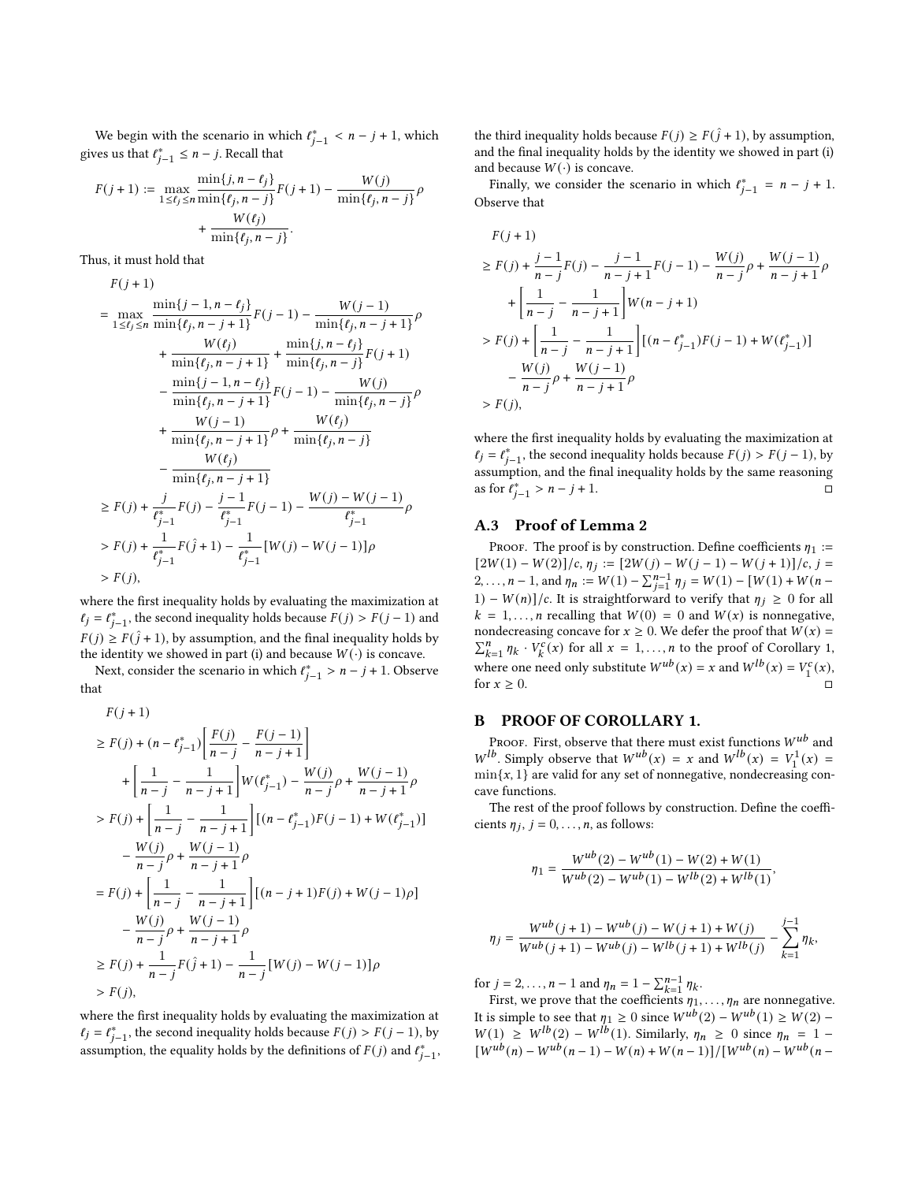We begin with the scenario in which $\ell^*_{j-1} < n-j+1$, which gives us that $\ell^*_{j-1} \le n-j$. Recall that

$$F(j+1) := \max_{1\le \ell_j \le n} \frac{\min\{j, n-\ell_j\}}{\min\{\ell_j, n-j\}} F(j+1) - \frac{W(j)}{\min\{\ell_j, n-j\}}\rho + \frac{W(\ell_j)}{\min\{\ell_j, n-j\}}.$$

Thus, it must hold that

$$\begin{aligned}
F(j+1) &= \max_{1\le \ell_j\le n} \frac{\min\{j-1, n-\ell_j\}}{\min\{\ell_j, n-j+1\}} F(j-1) - \frac{W(j-1)}{\min\{\ell_j, n-j+1\}}\rho \\
&\quad + \frac{W(\ell_j)}{\min\{\ell_j, n-j+1\}} + \frac{\min\{j, n-\ell_j\}}{\min\{\ell_j, n-j\}} F(j+1) \\
&\quad - \frac{\min\{j-1, n-\ell_j\}}{\min\{\ell_j, n-j+1\}} F(j-1) - \frac{W(j)}{\min\{\ell_j, n-j\}}\rho \\
&\quad + \frac{W(j-1)}{\min\{\ell_j, n-j+1\}}\rho + \frac{W(\ell_j)}{\min\{\ell_j, n-j\}} \\
&\quad - \frac{W(\ell_j)}{\min\{\ell_j, n-j+1\}} \\
&\ge F(j) + \frac{j}{\ell^*_{j-1}} F(j) - \frac{j-1}{\ell^*_{j-1}} F(j-1) - \frac{W(j) - W(j-1)}{\ell^*_{j-1}}\rho \\
&> F(j) + \frac{1}{\ell^*_{j-1}} F(\hat{j}+1) - \frac{1}{\ell^*_{j-1}}[W(j) - W(j-1)]\rho \\
&> F(j),
\end{aligned}$$

where the first inequality holds by evaluating the maximization at $\ell_j = \ell^*_{j-1}$, the second inequality holds because $F(j) > F(j-1)$ and $F(j) \ge F(\hat{j}+1)$, by assumption, and the final inequality holds by the identity we showed in part (i) and because $W(\cdot)$ is concave.

Next, consider the scenario in which $\ell^*_{j-1} > n-j+1$. Observe that

$$\begin{aligned}
&F(j+1) \\
&\ge F(j) + (n - \ell^*_{j-1})\left[\frac{F(j)}{n-j} - \frac{F(j-1)}{n-j+1}\right] \\
&\quad + \left[\frac{1}{n-j} - \frac{1}{n-j+1}\right] W(\ell^*_{j-1}) - \frac{W(j)}{n-j}\rho + \frac{W(j-1)}{n-j+1}\rho \\
&> F(j) + \left[\frac{1}{n-j} - \frac{1}{n-j+1}\right][(n-\ell^*_{j-1})F(j-1) + W(\ell^*_{j-1})] \\
&\quad - \frac{W(j)}{n-j}\rho + \frac{W(j-1)}{n-j+1}\rho \\
&= F(j) + \left[\frac{1}{n-j} - \frac{1}{n-j+1}\right][(n-j+1)F(j) + W(j-1)\rho] \\
&\quad - \frac{W(j)}{n-j}\rho + \frac{W(j-1)}{n-j+1}\rho \\
&\ge F(j) + \frac{1}{n-j} F(\hat{j}+1) - \frac{1}{n-j}[W(j) - W(j-1)]\rho \\
&> F(j),
\end{aligned}$$

where the first inequality holds by evaluating the maximization at $\ell_j = \ell^*_{j-1}$, the second inequality holds because $F(j) > F(j-1)$, by assumption, the equality holds by the definitions of $F(j)$ and $\ell^*_{j-1}$, the third inequality holds because $F(j) \ge F(\hat{j}+1)$, by assumption, and the final inequality holds by the identity we showed in part (i) and because $W(\cdot)$ is concave.

Finally, we consider the scenario in which $\ell^*_{j-1} = n-j+1$. Observe that

$$\begin{aligned}
&F(j+1) \\
&\ge F(j) + \frac{j-1}{n-j} F(j) - \frac{j-1}{n-j+1} F(j-1) - \frac{W(j)}{n-j}\rho + \frac{W(j-1)}{n-j+1}\rho \\
&\quad + \left[\frac{1}{n-j} - \frac{1}{n-j+1}\right] W(n-j+1) \\
&> F(j) + \left[\frac{1}{n-j} - \frac{1}{n-j+1}\right][(n-\ell^*_{j-1})F(j-1) + W(\ell^*_{j-1})] \\
&\quad - \frac{W(j)}{n-j}\rho + \frac{W(j-1)}{n-j+1}\rho \\
&> F(j),
\end{aligned}$$

where the first inequality holds by evaluating the maximization at $\ell_j = \ell^*_{j-1}$, the second inequality holds because $F(j) > F(j-1)$, by assumption, and the final inequality holds by the same reasoning as for $\ell^*_{j-1} > n-j+1$. $\square$

## A.3 Proof of Lemma 2

Proof. The proof is by construction. Define coefficients $\eta_1 := [2W(1) - W(2)]/c$, $\eta_j := [2W(j) - W(j-1) - W(j+1)]/c$, $j = 2, \ldots, n-1$, and $\eta_n := W(1) - \sum_{j=1}^{n-1} \eta_j = W(1) - [W(1) + W(n-1) - W(n)]/c$. It is straightforward to verify that $\eta_j \ge 0$ for all $k = 1, \ldots, n$ recalling that $W(0) = 0$ and $W(x)$ is nonnegative, nondecreasing concave for $x \ge 0$. We defer the proof that $W(x) = \sum_{k=1}^n \eta_k \cdot V_k^c(x)$ for all $x = 1, \ldots, n$, to the proof of Corollary 1, where one need only substitute $W^{ub}(x) = x$ and $W^{lb}(x) = V_1^c(x)$, for $x \ge 0$. $\square$

# B PROOF OF COROLLARY 1.

Proof. First, observe that there must exist functions $W^{ub}$ and $W^{lb}$. Simply observe that $W^{ub}(x) = x$ and $W^{lb}(x) = V_1^1(x) = \min\{x, 1\}$ are valid for any set of nonnegative, nondecreasing concave functions.

The rest of the proof follows by construction. Define the coefficients $\eta_j$, $j = 0, \ldots, n$, as follows:

$$\eta_1 = \frac{W^{ub}(2) - W^{ub}(1) - W(2) + W(1)}{W^{ub}(2) - W^{ub}(1) - W^{lb}(2) + W^{lb}(1)},$$

$$\eta_j = \frac{W^{ub}(j+1) - W^{ub}(j) - W(j+1) + W(j)}{W^{ub}(j+1) - W^{ub}(j) - W^{lb}(j+1) + W^{lb}(j)} - \sum_{k=1}^{j-1} \eta_k,$$

for $j = 2, \ldots, n-1$ and $\eta_n = 1 - \sum_{k=1}^{n-1} \eta_k$.

First, we prove that the coefficients $\eta_1, \ldots, \eta_n$ are nonnegative. It is simple to see that $\eta_1 \ge 0$ since $W^{ub}(2) - W^{ub}(1) \ge W(2) - W(1) \ge W^{lb}(2) - W^{lb}(1)$. Similarly, $\eta_n \ge 0$ since $\eta_n = 1 - [W^{ub}(n) - W^{ub}(n-1) - W(n) + W(n-1)]/[W^{ub}(n) - W^{ub}(n-$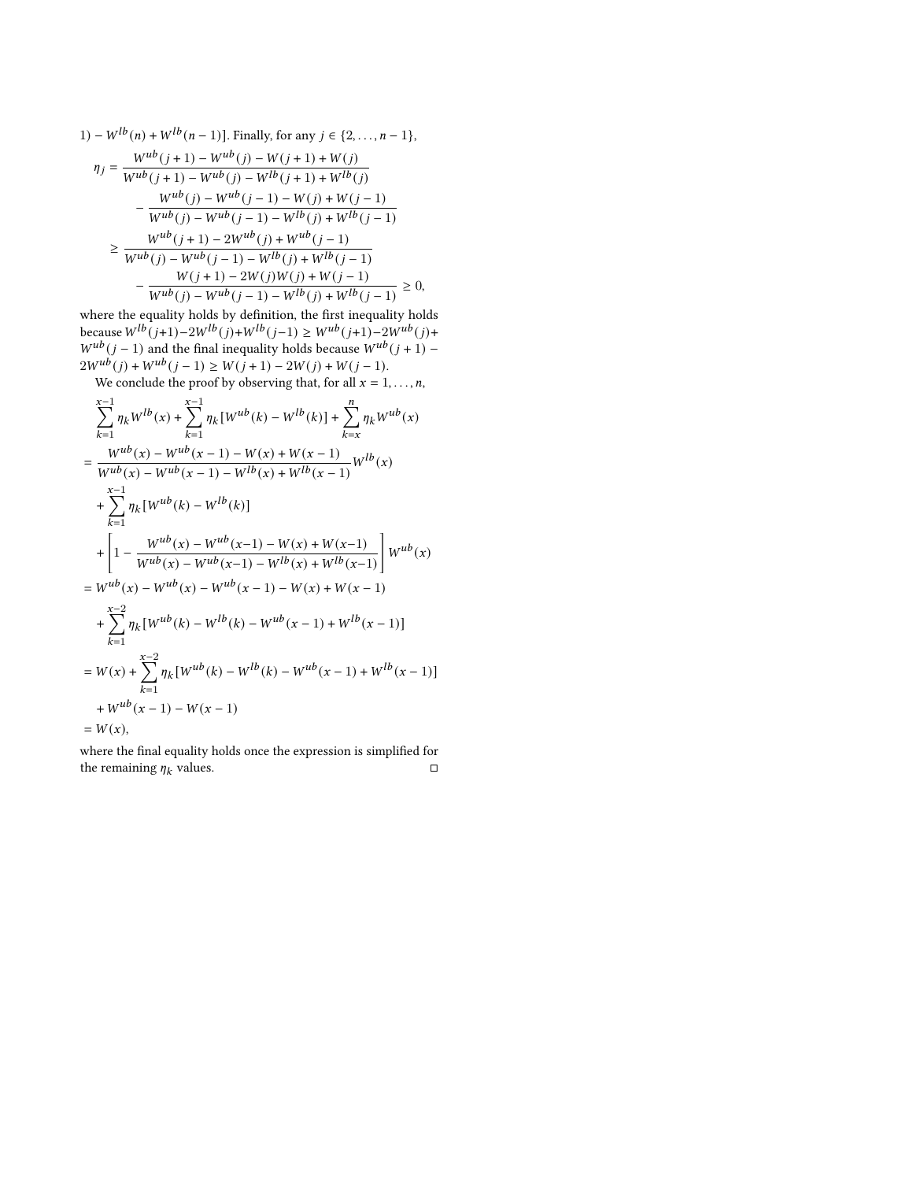1) $- W^{lb}(n) + W^{lb}(n-1)]$. Finally, for any $j \in \{2, \ldots, n-1\}$,

$$
\begin{aligned}
\eta_j &= \frac{W^{ub}(j+1) - W^{ub}(j) - W(j+1) + W(j)}{W^{ub}(j+1) - W^{ub}(j) - W^{lb}(j+1) + W^{lb}(j)} \\
&\quad - \frac{W^{ub}(j) - W^{ub}(j-1) - W(j) + W(j-1)}{W^{ub}(j) - W^{ub}(j-1) - W^{lb}(j) + W^{lb}(j-1)} \\
&\geq \frac{W^{ub}(j+1) - 2W^{ub}(j) + W^{ub}(j-1)}{W^{ub}(j) - W^{ub}(j-1) - W^{lb}(j) + W^{lb}(j-1)} \\
&\quad - \frac{W(j+1) - 2W(j)W(j) + W(j-1)}{W^{ub}(j) - W^{ub}(j-1) - W^{lb}(j) + W^{lb}(j-1)} \geq 0,
\end{aligned}
$$

where the equality holds by definition, the first inequality holds because $W^{lb}(j+1) - 2W^{lb}(j) + W^{lb}(j-1) \geq W^{ub}(j+1) - 2W^{ub}(j) + W^{ub}(j-1)$ and the final inequality holds because $W^{ub}(j+1) - 2W^{ub}(j) + W^{ub}(j-1) \geq W(j+1) - 2W(j) + W(j-1)$.

We conclude the proof by observing that, for all $x = 1, \ldots, n$,

$$
\begin{aligned}
&\sum_{k=1}^{x-1} \eta_k W^{lb}(x) + \sum_{k=1}^{x-1} \eta_k [W^{ub}(k) - W^{lb}(k)] + \sum_{k=x}^{n} \eta_k W^{ub}(x) \\
&= \frac{W^{ub}(x) - W^{ub}(x-1) - W(x) + W(x-1)}{W^{ub}(x) - W^{ub}(x-1) - W^{lb}(x) + W^{lb}(x-1)} W^{lb}(x) \\
&\quad + \sum_{k=1}^{x-1} \eta_k [W^{ub}(k) - W^{lb}(k)] \\
&\quad + \left[1 - \frac{W^{ub}(x) - W^{ub}(x-1) - W(x) + W(x-1)}{W^{ub}(x) - W^{ub}(x-1) - W^{lb}(x) + W^{lb}(x-1)}\right] W^{ub}(x) \\
&= W^{ub}(x) - W^{ub}(x) - W^{ub}(x-1) - W(x) + W(x-1) \\
&\quad + \sum_{k=1}^{x-2} \eta_k [W^{ub}(k) - W^{lb}(k) - W^{ub}(x-1) + W^{lb}(x-1)] \\
&= W(x) + \sum_{k=1}^{x-2} \eta_k [W^{ub}(k) - W^{lb}(k) - W^{ub}(x-1) + W^{lb}(x-1)] \\
&\quad + W^{ub}(x-1) - W(x-1) \\
&= W(x),
\end{aligned}
$$

where the final equality holds once the expression is simplified for the remaining $\eta_k$ values. ◻